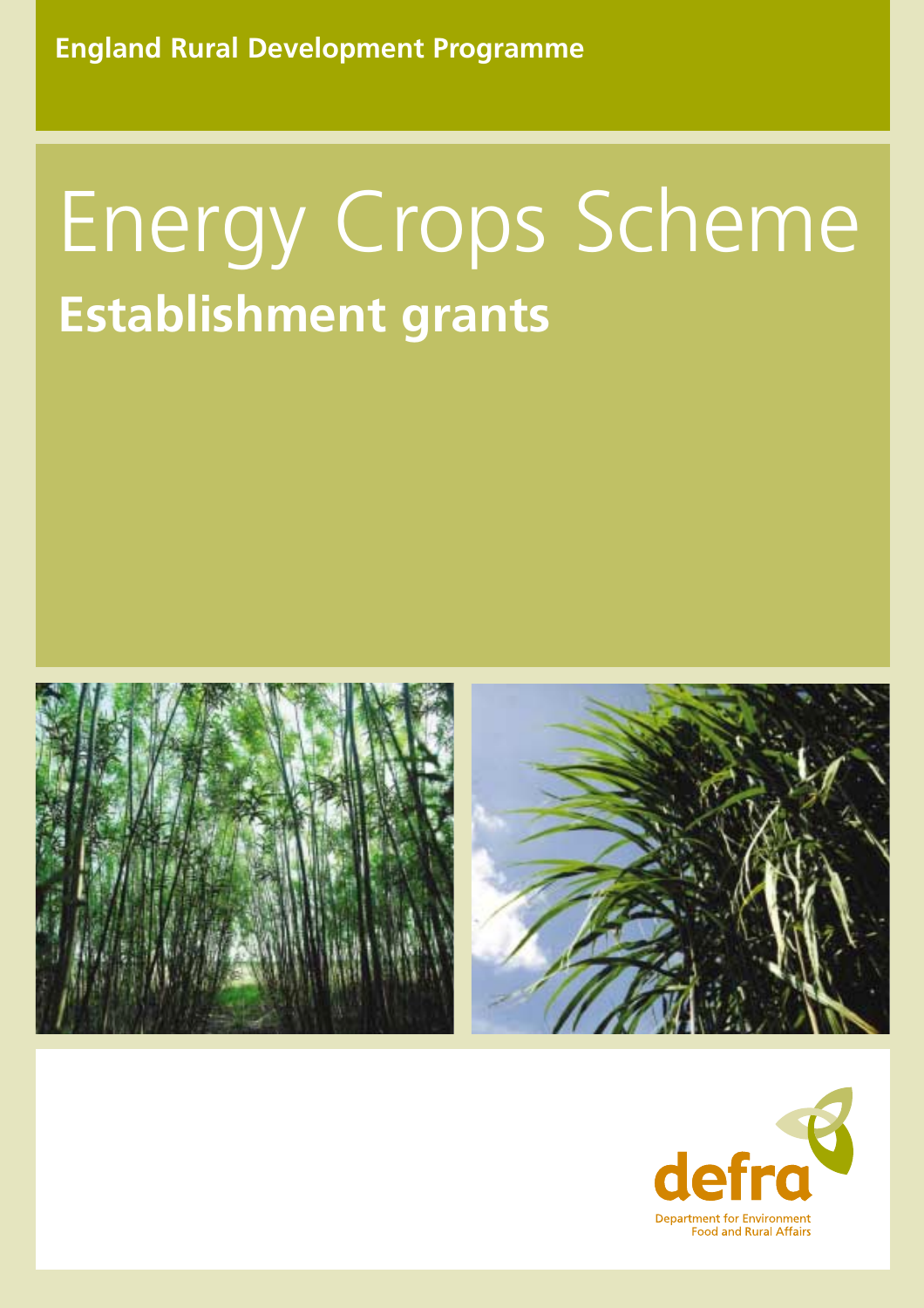England Rural Development Programme

# Energy Crops Scheme

## Establishment grants

defra

Department for Environment Food and Rural Affairs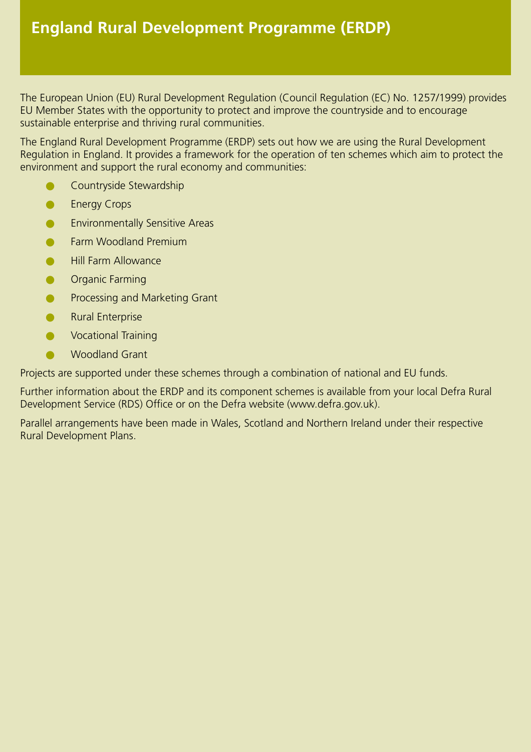# England Rural Development Programme (ERDP)

The European Union (EU) Rural Development Regulation (Council Regulation (EC) No. 1257/1999) provides EU Member States with the opportunity to protect and improve the countryside and to encourage sustainable enterprise and thriving rural communities.

The England Rural Development Programme (ERDP) sets out how we are using the Rural Development Regulation in England. It provides a framework for the operation of ten schemes which aim to protect the environment and support the rural economy and communities:

- Countryside Stewardship
- Energy Crops
- Environmentally Sensitive Areas
- Farm Woodland Premium
- Hill Farm Allowance
- Organic Farming
- Processing and Marketing Grant
- Rural Enterprise
- Vocational Training
- Woodland Grant

Projects are supported under these schemes through a combination of national and EU funds.

Further information about the ERDP and its component schemes is available from your local Defra Rural Development Service (RDS) Office or on the Defra website (www.defra.gov.uk).

Parallel arrangements have been made in Wales, Scotland and Northern Ireland under their respective Rural Development Plans.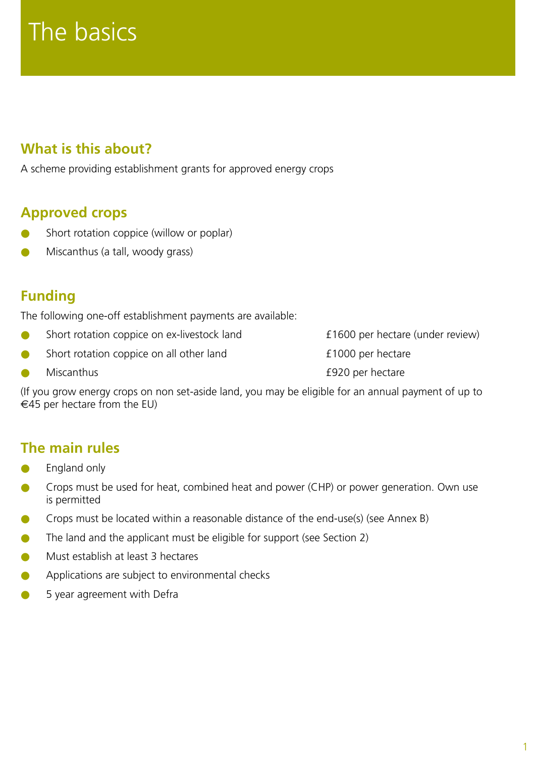# The basics

## What is this about?

A scheme providing establishment grants for approved energy crops

## Approved crops

- Short rotation coppice (willow or poplar)
- Miscanthus (a tall, woody grass)

## Funding

The following one-off establishment payments are available:

- Short rotation coppice on ex-livestock land — £1600 per hectare (under review)
- Short rotation coppice on all other land — £1000 per hectare
- Miscanthus — £920 per hectare

(If you grow energy crops on non set-aside land, you may be eligible for an annual payment of up to €45 per hectare from the EU)

## The main rules

- England only
- Crops must be used for heat, combined heat and power (CHP) or power generation. Own use is permitted
- Crops must be located within a reasonable distance of the end-use(s) (see Annex B)
- The land and the applicant must be eligible for support (see Section 2)
- Must establish at least 3 hectares
- Applications are subject to environmental checks
- 5 year agreement with Defra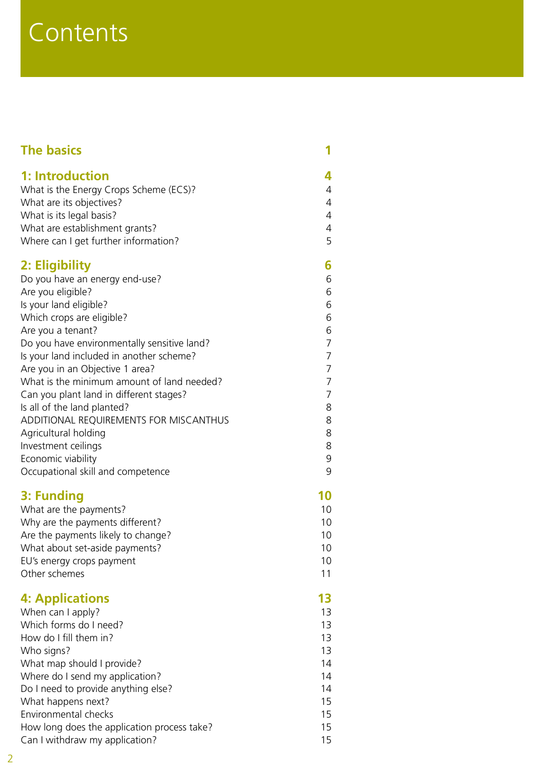# Contents

| | |
|---|---|
| **The basics** | **1** |
| **1: Introduction** | **4** |
| What is the Energy Crops Scheme (ECS)? | 4 |
| What are its objectives? | 4 |
| What is its legal basis? | 4 |
| What are establishment grants? | 4 |
| Where can I get further information? | 5 |
| **2: Eligibility** | **6** |
| Do you have an energy end-use? | 6 |
| Are you eligible? | 6 |
| Is your land eligible? | 6 |
| Which crops are eligible? | 6 |
| Are you a tenant? | 6 |
| Do you have environmentally sensitive land? | 7 |
| Is your land included in another scheme? | 7 |
| Are you in an Objective 1 area? | 7 |
| What is the minimum amount of land needed? | 7 |
| Can you plant land in different stages? | 7 |
| Is all of the land planted? | 8 |
| ADDITIONAL REQUIREMENTS FOR MISCANTHUS | 8 |
| Agricultural holding | 8 |
| Investment ceilings | 8 |
| Economic viability | 9 |
| Occupational skill and competence | 9 |
| **3: Funding** | **10** |
| What are the payments? | 10 |
| Why are the payments different? | 10 |
| Are the payments likely to change? | 10 |
| What about set-aside payments? | 10 |
| EU's energy crops payment | 10 |
| Other schemes | 11 |
| **4: Applications** | **13** |
| When can I apply? | 13 |
| Which forms do I need? | 13 |
| How do I fill them in? | 13 |
| Who signs? | 13 |
| What map should I provide? | 14 |
| Where do I send my application? | 14 |
| Do I need to provide anything else? | 14 |
| What happens next? | 15 |
| Environmental checks | 15 |
| How long does the application process take? | 15 |
| Can I withdraw my application? | 15 |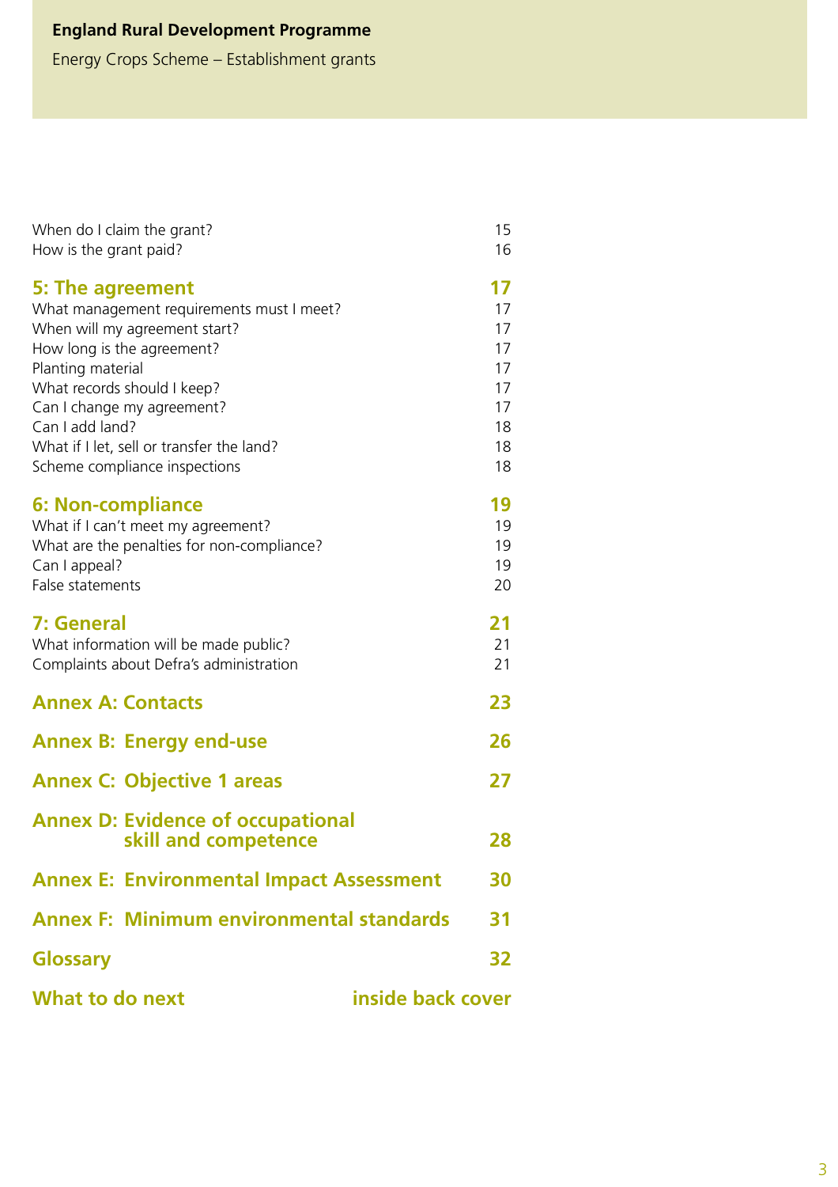| | |
|---|---|
| When do I claim the grant? | 15 |
| How is the grant paid? | 16 |
| **5: The agreement** | **17** |
| What management requirements must I meet? | 17 |
| When will my agreement start? | 17 |
| How long is the agreement? | 17 |
| Planting material | 17 |
| What records should I keep? | 17 |
| Can I change my agreement? | 17 |
| Can I add land? | 18 |
| What if I let, sell or transfer the land? | 18 |
| Scheme compliance inspections | 18 |
| **6: Non-compliance** | **19** |
| What if I can't meet my agreement? | 19 |
| What are the penalties for non-compliance? | 19 |
| Can I appeal? | 19 |
| False statements | 20 |
| **7: General** | **21** |
| What information will be made public? | 21 |
| Complaints about Defra's administration | 21 |
| **Annex A: Contacts** | **23** |
| **Annex B: Energy end-use** | **26** |
| **Annex C: Objective 1 areas** | **27** |
| **Annex D: Evidence of occupational skill and competence** | **28** |
| **Annex E: Environmental Impact Assessment** | **30** |
| **Annex F: Minimum environmental standards** | **31** |
| **Glossary** | **32** |
| **What to do next** | **inside back cover** |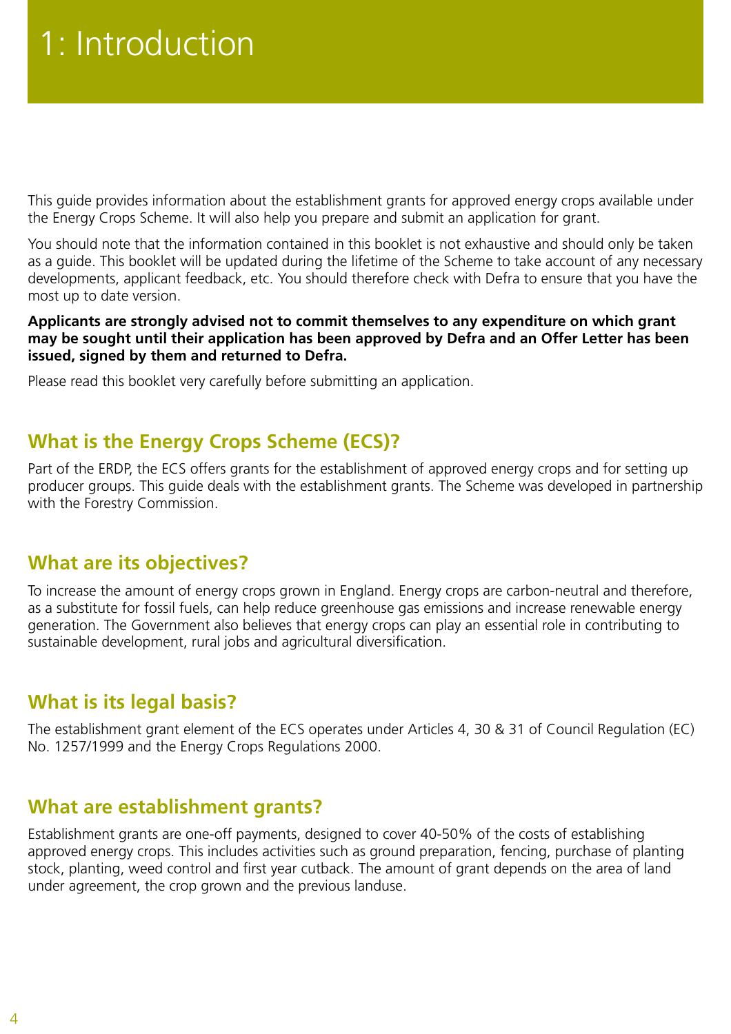# 1: Introduction

This guide provides information about the establishment grants for approved energy crops available under the Energy Crops Scheme. It will also help you prepare and submit an application for grant.

You should note that the information contained in this booklet is not exhaustive and should only be taken as a guide. This booklet will be updated during the lifetime of the Scheme to take account of any necessary developments, applicant feedback, etc. You should therefore check with Defra to ensure that you have the most up to date version.

**Applicants are strongly advised not to commit themselves to any expenditure on which grant may be sought until their application has been approved by Defra and an Offer Letter has been issued, signed by them and returned to Defra.**

Please read this booklet very carefully before submitting an application.

## What is the Energy Crops Scheme (ECS)?

Part of the ERDP, the ECS offers grants for the establishment of approved energy crops and for setting up producer groups. This guide deals with the establishment grants. The Scheme was developed in partnership with the Forestry Commission.

## What are its objectives?

To increase the amount of energy crops grown in England. Energy crops are carbon-neutral and therefore, as a substitute for fossil fuels, can help reduce greenhouse gas emissions and increase renewable energy generation. The Government also believes that energy crops can play an essential role in contributing to sustainable development, rural jobs and agricultural diversification.

## What is its legal basis?

The establishment grant element of the ECS operates under Articles 4, 30 & 31 of Council Regulation (EC) No. 1257/1999 and the Energy Crops Regulations 2000.

## What are establishment grants?

Establishment grants are one-off payments, designed to cover 40-50% of the costs of establishing approved energy crops. This includes activities such as ground preparation, fencing, purchase of planting stock, planting, weed control and first year cutback. The amount of grant depends on the area of land under agreement, the crop grown and the previous landuse.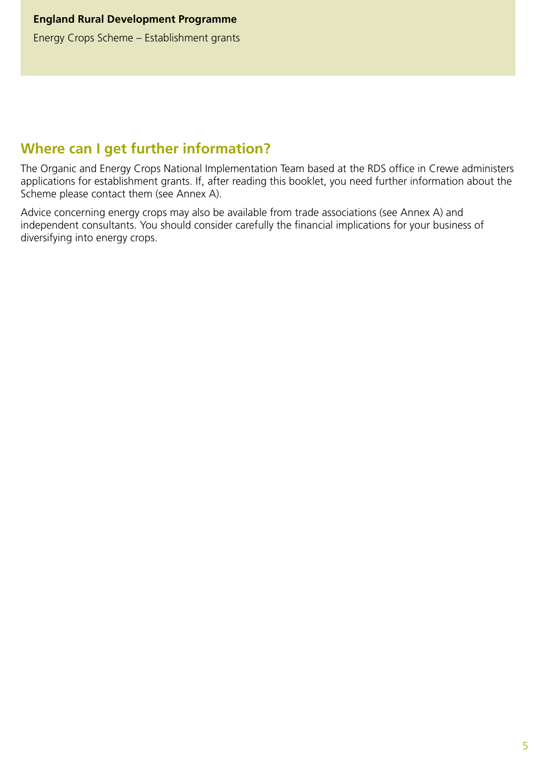## Where can I get further information?

The Organic and Energy Crops National Implementation Team based at the RDS office in Crewe administers applications for establishment grants. If, after reading this booklet, you need further information about the Scheme please contact them (see Annex A).

Advice concerning energy crops may also be available from trade associations (see Annex A) and independent consultants. You should consider carefully the financial implications for your business of diversifying into energy crops.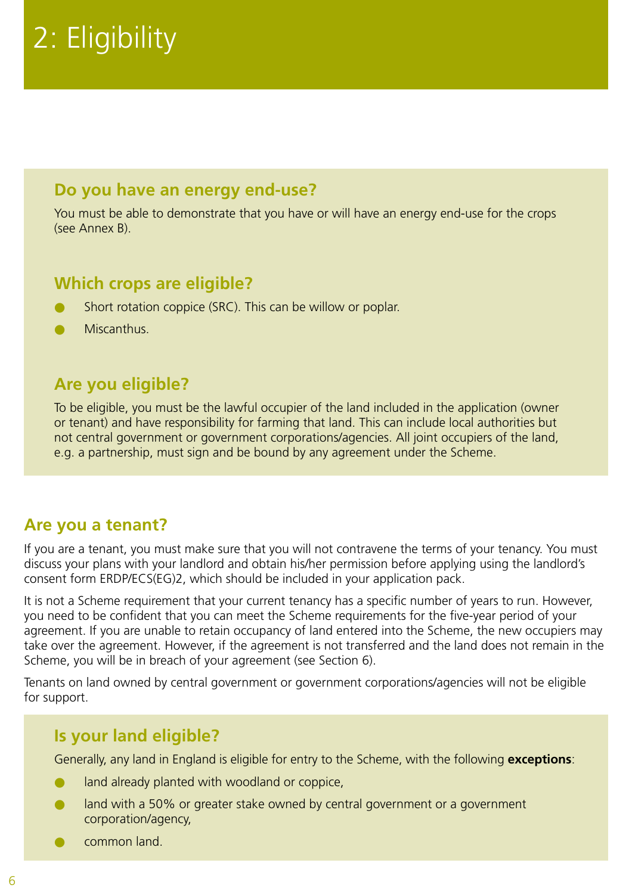# 2: Eligibility

## Do you have an energy end-use?

You must be able to demonstrate that you have or will have an energy end-use for the crops (see Annex B).

## Which crops are eligible?

- Short rotation coppice (SRC). This can be willow or poplar.
- Miscanthus.

## Are you eligible?

To be eligible, you must be the lawful occupier of the land included in the application (owner or tenant) and have responsibility for farming that land. This can include local authorities but not central government or government corporations/agencies. All joint occupiers of the land, e.g. a partnership, must sign and be bound by any agreement under the Scheme.

## Are you a tenant?

If you are a tenant, you must make sure that you will not contravene the terms of your tenancy. You must discuss your plans with your landlord and obtain his/her permission before applying using the landlord's consent form ERDP/ECS(EG)2, which should be included in your application pack.

It is not a Scheme requirement that your current tenancy has a specific number of years to run. However, you need to be confident that you can meet the Scheme requirements for the five-year period of your agreement. If you are unable to retain occupancy of land entered into the Scheme, the new occupiers may take over the agreement. However, if the agreement is not transferred and the land does not remain in the Scheme, you will be in breach of your agreement (see Section 6).

Tenants on land owned by central government or government corporations/agencies will not be eligible for support.

## Is your land eligible?

Generally, any land in England is eligible for entry to the Scheme, with the following **exceptions**:

- land already planted with woodland or coppice,
- land with a 50% or greater stake owned by central government or a government corporation/agency,
- common land.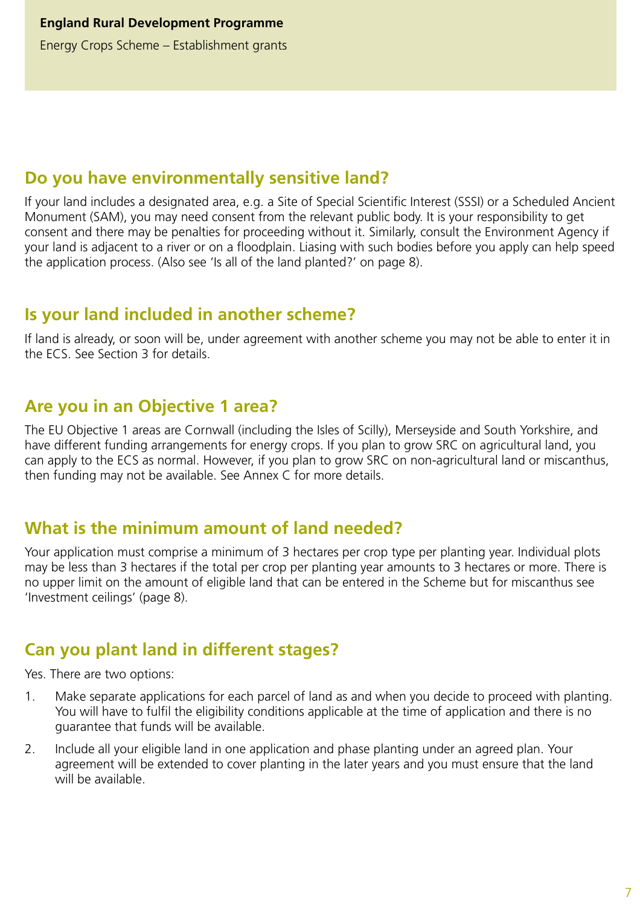## Do you have environmentally sensitive land?

If your land includes a designated area, e.g. a Site of Special Scientific Interest (SSSI) or a Scheduled Ancient Monument (SAM), you may need consent from the relevant public body. It is your responsibility to get consent and there may be penalties for proceeding without it. Similarly, consult the Environment Agency if your land is adjacent to a river or on a floodplain. Liasing with such bodies before you apply can help speed the application process. (Also see 'Is all of the land planted?' on page 8).

## Is your land included in another scheme?

If land is already, or soon will be, under agreement with another scheme you may not be able to enter it in the ECS. See Section 3 for details.

## Are you in an Objective 1 area?

The EU Objective 1 areas are Cornwall (including the Isles of Scilly), Merseyside and South Yorkshire, and have different funding arrangements for energy crops. If you plan to grow SRC on agricultural land, you can apply to the ECS as normal. However, if you plan to grow SRC on non-agricultural land or miscanthus, then funding may not be available. See Annex C for more details.

## What is the minimum amount of land needed?

Your application must comprise a minimum of 3 hectares per crop type per planting year. Individual plots may be less than 3 hectares if the total per crop per planting year amounts to 3 hectares or more. There is no upper limit on the amount of eligible land that can be entered in the Scheme but for miscanthus see 'Investment ceilings' (page 8).

## Can you plant land in different stages?

Yes. There are two options:

1. Make separate applications for each parcel of land as and when you decide to proceed with planting. You will have to fulfil the eligibility conditions applicable at the time of application and there is no guarantee that funds will be available.
2. Include all your eligible land in one application and phase planting under an agreed plan. Your agreement will be extended to cover planting in the later years and you must ensure that the land will be available.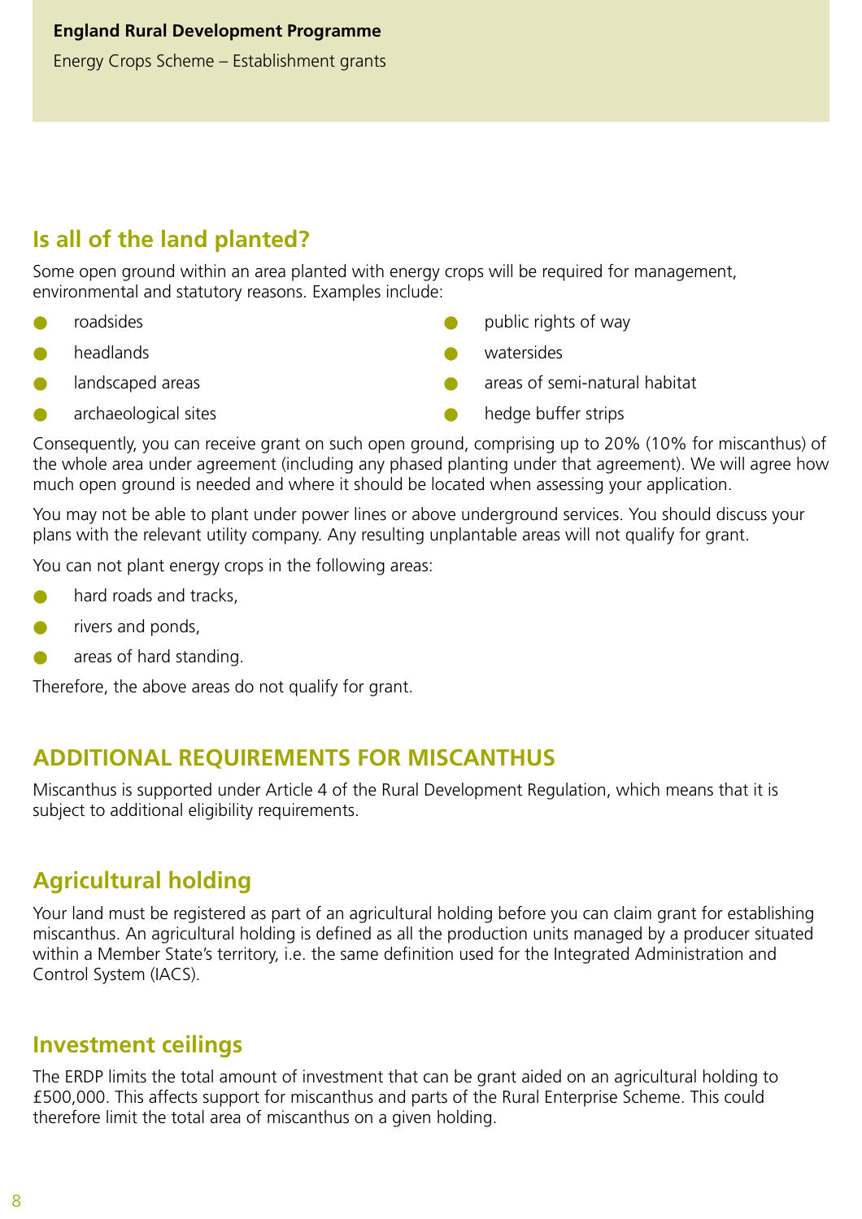## Is all of the land planted?

Some open ground within an area planted with energy crops will be required for management, environmental and statutory reasons. Examples include:

- roadsides
- headlands
- landscaped areas
- archaeological sites
- public rights of way
- watersides
- areas of semi-natural habitat
- hedge buffer strips

Consequently, you can receive grant on such open ground, comprising up to 20% (10% for miscanthus) of the whole area under agreement (including any phased planting under that agreement). We will agree how much open ground is needed and where it should be located when assessing your application.

You may not be able to plant under power lines or above underground services. You should discuss your plans with the relevant utility company. Any resulting unplantable areas will not qualify for grant.

You can not plant energy crops in the following areas:

- hard roads and tracks,
- rivers and ponds,
- areas of hard standing.

Therefore, the above areas do not qualify for grant.

## ADDITIONAL REQUIREMENTS FOR MISCANTHUS

Miscanthus is supported under Article 4 of the Rural Development Regulation, which means that it is subject to additional eligibility requirements.

## Agricultural holding

Your land must be registered as part of an agricultural holding before you can claim grant for establishing miscanthus. An agricultural holding is defined as all the production units managed by a producer situated within a Member State's territory, i.e. the same definition used for the Integrated Administration and Control System (IACS).

## Investment ceilings

The ERDP limits the total amount of investment that can be grant aided on an agricultural holding to £500,000. This affects support for miscanthus and parts of the Rural Enterprise Scheme. This could therefore limit the total area of miscanthus on a given holding.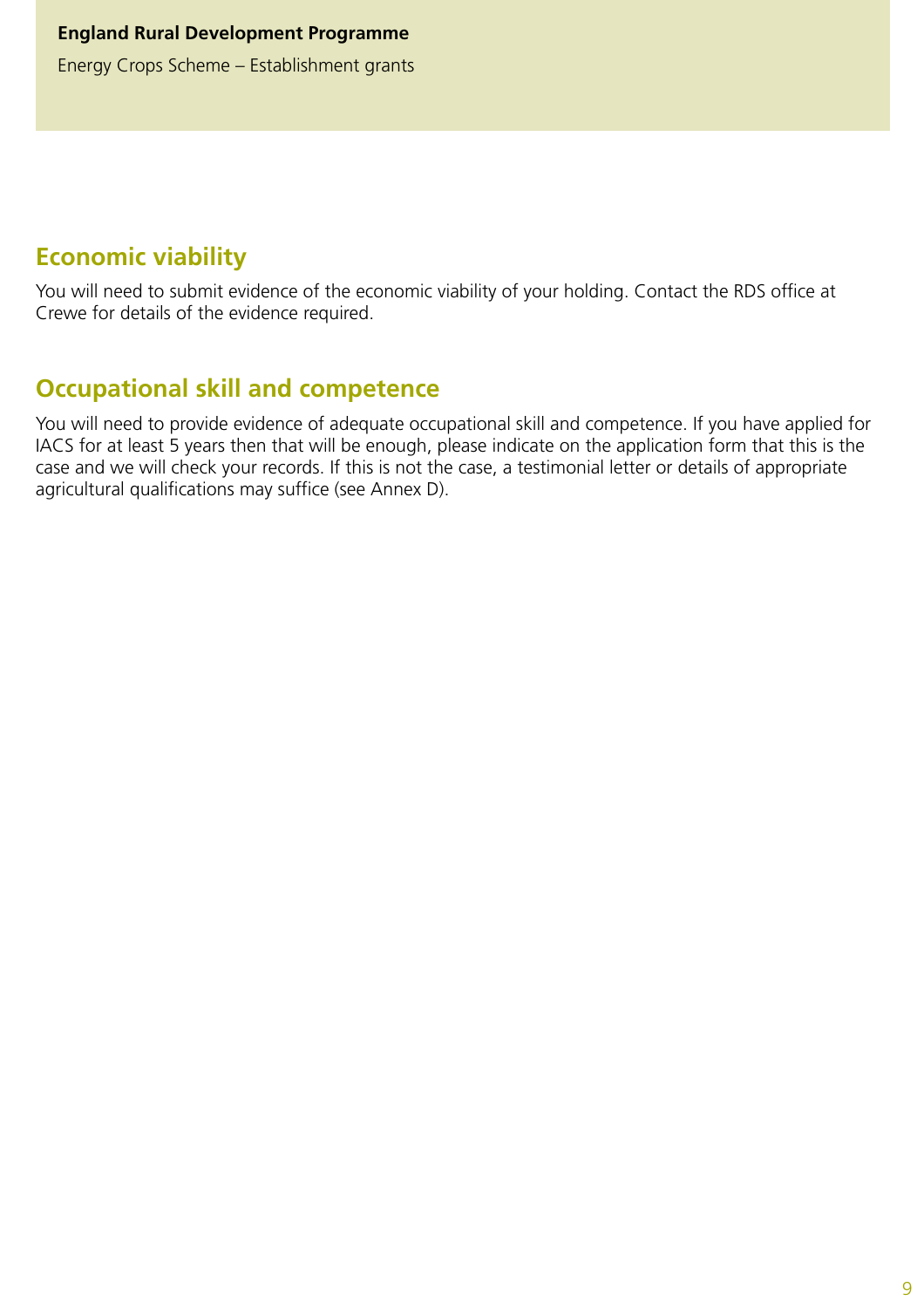## Economic viability

You will need to submit evidence of the economic viability of your holding. Contact the RDS office at Crewe for details of the evidence required.

## Occupational skill and competence

You will need to provide evidence of adequate occupational skill and competence. If you have applied for IACS for at least 5 years then that will be enough, please indicate on the application form that this is the case and we will check your records. If this is not the case, a testimonial letter or details of appropriate agricultural qualifications may suffice (see Annex D).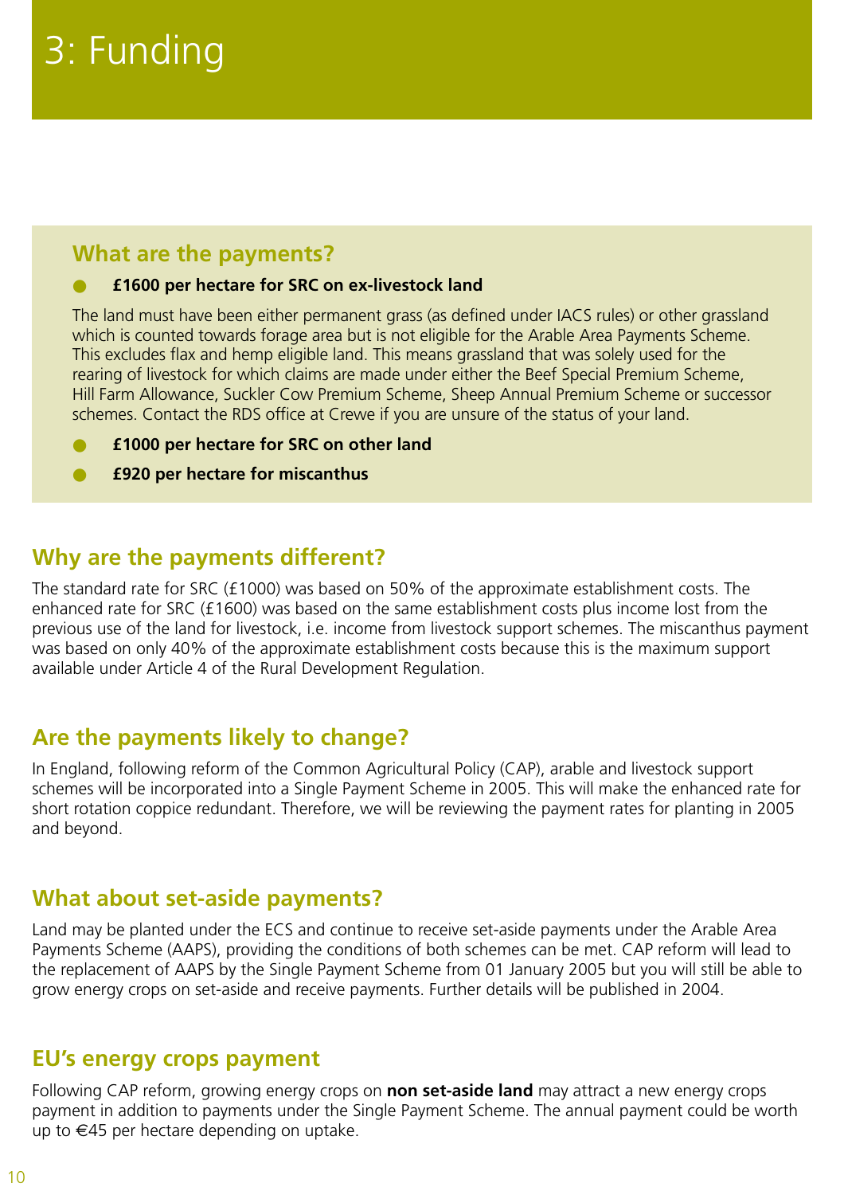# 3: Funding

## What are the payments?

- **£1600 per hectare for SRC on ex-livestock land**

The land must have been either permanent grass (as defined under IACS rules) or other grassland which is counted towards forage area but is not eligible for the Arable Area Payments Scheme. This excludes flax and hemp eligible land. This means grassland that was solely used for the rearing of livestock for which claims are made under either the Beef Special Premium Scheme, Hill Farm Allowance, Suckler Cow Premium Scheme, Sheep Annual Premium Scheme or successor schemes. Contact the RDS office at Crewe if you are unsure of the status of your land.

- **£1000 per hectare for SRC on other land**
- **£920 per hectare for miscanthus**

## Why are the payments different?

The standard rate for SRC (£1000) was based on 50% of the approximate establishment costs. The enhanced rate for SRC (£1600) was based on the same establishment costs plus income lost from the previous use of the land for livestock, i.e. income from livestock support schemes. The miscanthus payment was based on only 40% of the approximate establishment costs because this is the maximum support available under Article 4 of the Rural Development Regulation.

## Are the payments likely to change?

In England, following reform of the Common Agricultural Policy (CAP), arable and livestock support schemes will be incorporated into a Single Payment Scheme in 2005. This will make the enhanced rate for short rotation coppice redundant. Therefore, we will be reviewing the payment rates for planting in 2005 and beyond.

## What about set-aside payments?

Land may be planted under the ECS and continue to receive set-aside payments under the Arable Area Payments Scheme (AAPS), providing the conditions of both schemes can be met. CAP reform will lead to the replacement of AAPS by the Single Payment Scheme from 01 January 2005 but you will still be able to grow energy crops on set-aside and receive payments. Further details will be published in 2004.

## EU's energy crops payment

Following CAP reform, growing energy crops on **non set-aside land** may attract a new energy crops payment in addition to payments under the Single Payment Scheme. The annual payment could be worth up to €45 per hectare depending on uptake.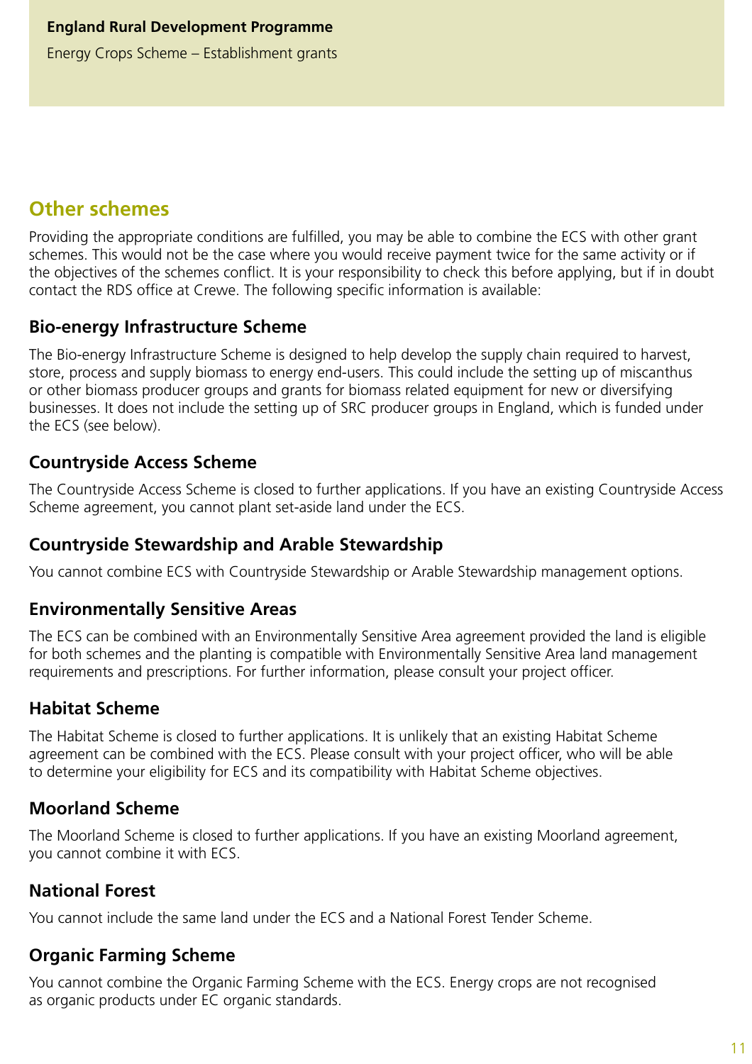## Other schemes

Providing the appropriate conditions are fulfilled, you may be able to combine the ECS with other grant schemes. This would not be the case where you would receive payment twice for the same activity or if the objectives of the schemes conflict. It is your responsibility to check this before applying, but if in doubt contact the RDS office at Crewe. The following specific information is available:

### Bio-energy Infrastructure Scheme

The Bio-energy Infrastructure Scheme is designed to help develop the supply chain required to harvest, store, process and supply biomass to energy end-users. This could include the setting up of miscanthus or other biomass producer groups and grants for biomass related equipment for new or diversifying businesses. It does not include the setting up of SRC producer groups in England, which is funded under the ECS (see below).

### Countryside Access Scheme

The Countryside Access Scheme is closed to further applications. If you have an existing Countryside Access Scheme agreement, you cannot plant set-aside land under the ECS.

### Countryside Stewardship and Arable Stewardship

You cannot combine ECS with Countryside Stewardship or Arable Stewardship management options.

### Environmentally Sensitive Areas

The ECS can be combined with an Environmentally Sensitive Area agreement provided the land is eligible for both schemes and the planting is compatible with Environmentally Sensitive Area land management requirements and prescriptions. For further information, please consult your project officer.

### Habitat Scheme

The Habitat Scheme is closed to further applications. It is unlikely that an existing Habitat Scheme agreement can be combined with the ECS. Please consult with your project officer, who will be able to determine your eligibility for ECS and its compatibility with Habitat Scheme objectives.

### Moorland Scheme

The Moorland Scheme is closed to further applications. If you have an existing Moorland agreement, you cannot combine it with ECS.

### National Forest

You cannot include the same land under the ECS and a National Forest Tender Scheme.

### Organic Farming Scheme

You cannot combine the Organic Farming Scheme with the ECS. Energy crops are not recognised as organic products under EC organic standards.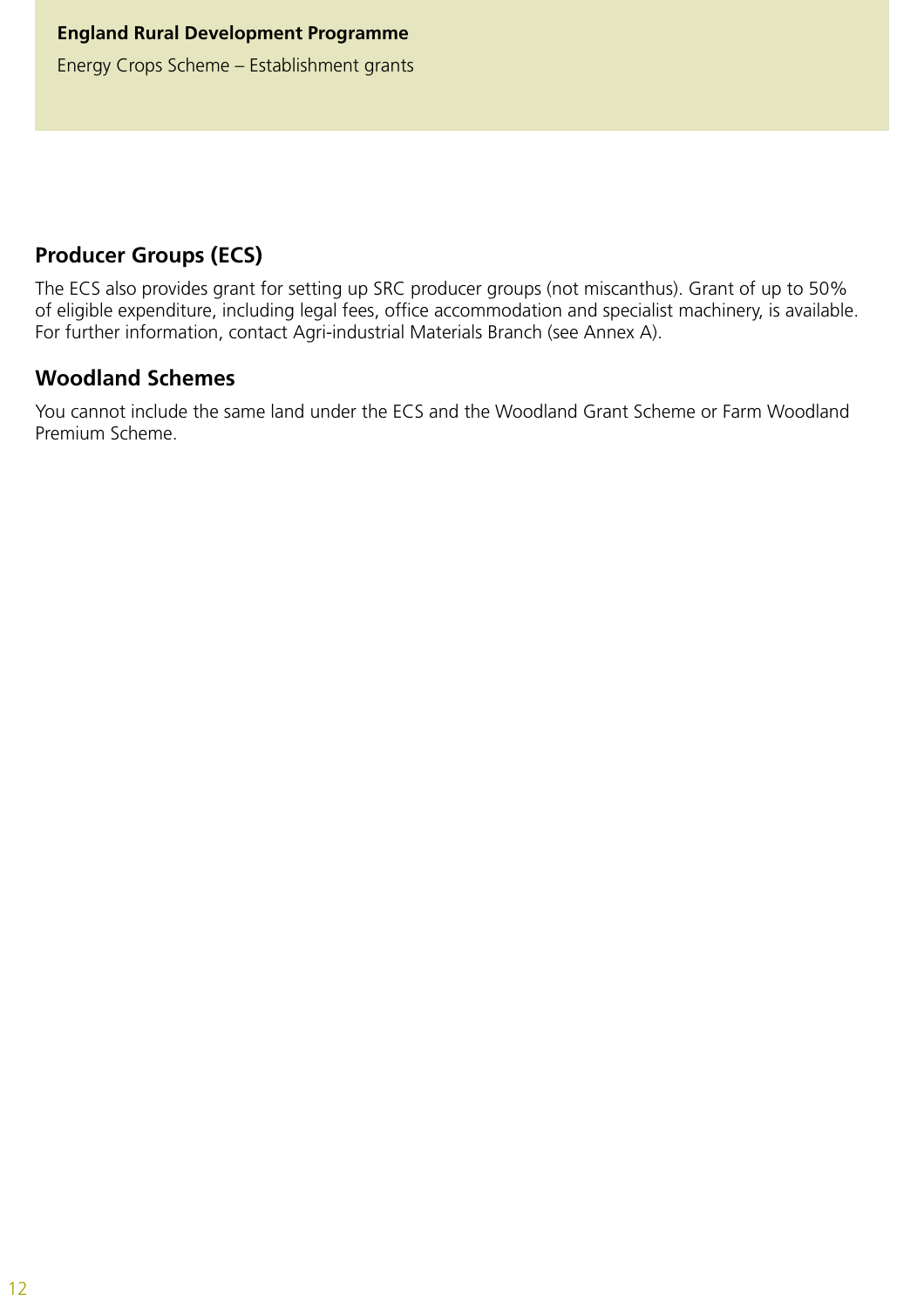## Producer Groups (ECS)

The ECS also provides grant for setting up SRC producer groups (not miscanthus). Grant of up to 50% of eligible expenditure, including legal fees, office accommodation and specialist machinery, is available. For further information, contact Agri-industrial Materials Branch (see Annex A).

## Woodland Schemes

You cannot include the same land under the ECS and the Woodland Grant Scheme or Farm Woodland Premium Scheme.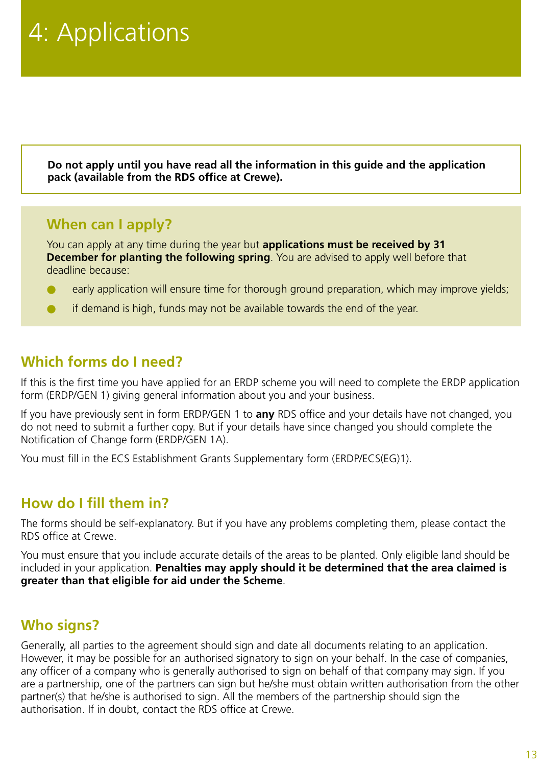# 4: Applications

**Do not apply until you have read all the information in this guide and the application pack (available from the RDS office at Crewe).**

## When can I apply?

You can apply at any time during the year but **applications must be received by 31 December for planting the following spring**. You are advised to apply well before that deadline because:

- early application will ensure time for thorough ground preparation, which may improve yields;
- if demand is high, funds may not be available towards the end of the year.

## Which forms do I need?

If this is the first time you have applied for an ERDP scheme you will need to complete the ERDP application form (ERDP/GEN 1) giving general information about you and your business.

If you have previously sent in form ERDP/GEN 1 to **any** RDS office and your details have not changed, you do not need to submit a further copy. But if your details have since changed you should complete the Notification of Change form (ERDP/GEN 1A).

You must fill in the ECS Establishment Grants Supplementary form (ERDP/ECS(EG)1).

## How do I fill them in?

The forms should be self-explanatory. But if you have any problems completing them, please contact the RDS office at Crewe.

You must ensure that you include accurate details of the areas to be planted. Only eligible land should be included in your application. **Penalties may apply should it be determined that the area claimed is greater than that eligible for aid under the Scheme**.

## Who signs?

Generally, all parties to the agreement should sign and date all documents relating to an application. However, it may be possible for an authorised signatory to sign on your behalf. In the case of companies, any officer of a company who is generally authorised to sign on behalf of that company may sign. If you are a partnership, one of the partners can sign but he/she must obtain written authorisation from the other partner(s) that he/she is authorised to sign. All the members of the partnership should sign the authorisation. If in doubt, contact the RDS office at Crewe.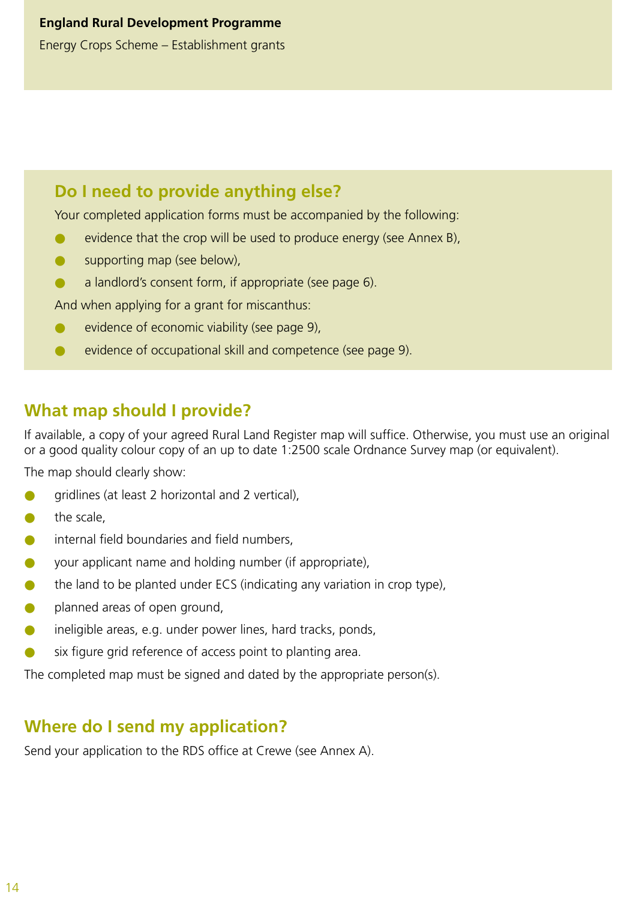## Do I need to provide anything else?

Your completed application forms must be accompanied by the following:

- evidence that the crop will be used to produce energy (see Annex B),
- supporting map (see below),
- a landlord's consent form, if appropriate (see page 6).

And when applying for a grant for miscanthus:

- evidence of economic viability (see page 9),
- evidence of occupational skill and competence (see page 9).

## What map should I provide?

If available, a copy of your agreed Rural Land Register map will suffice. Otherwise, you must use an original or a good quality colour copy of an up to date 1:2500 scale Ordnance Survey map (or equivalent).

The map should clearly show:

- gridlines (at least 2 horizontal and 2 vertical),
- the scale,
- internal field boundaries and field numbers,
- your applicant name and holding number (if appropriate),
- the land to be planted under ECS (indicating any variation in crop type),
- planned areas of open ground,
- ineligible areas, e.g. under power lines, hard tracks, ponds,
- six figure grid reference of access point to planting area.

The completed map must be signed and dated by the appropriate person(s).

## Where do I send my application?

Send your application to the RDS office at Crewe (see Annex A).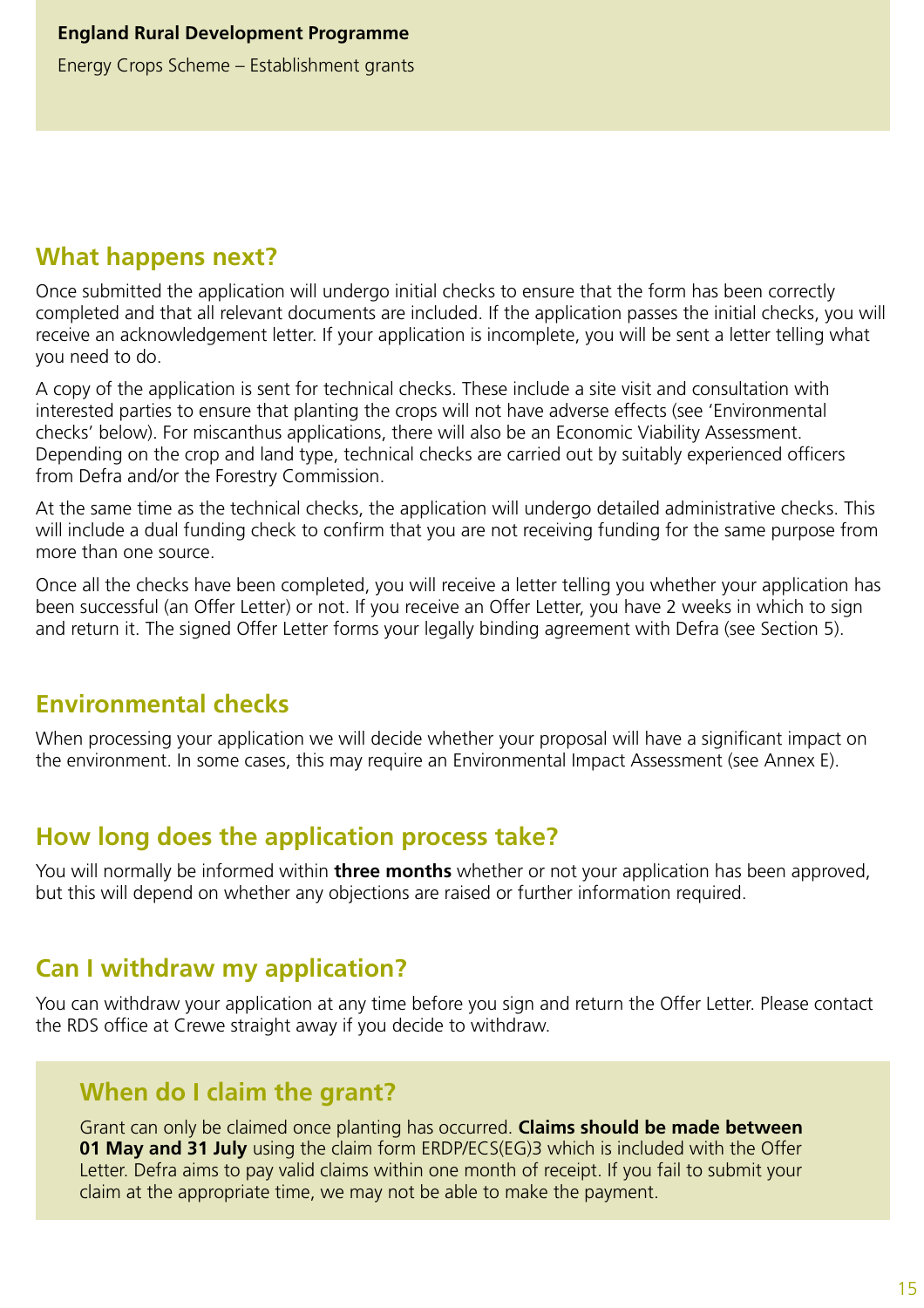## What happens next?

Once submitted the application will undergo initial checks to ensure that the form has been correctly completed and that all relevant documents are included. If the application passes the initial checks, you will receive an acknowledgement letter. If your application is incomplete, you will be sent a letter telling what you need to do.

A copy of the application is sent for technical checks. These include a site visit and consultation with interested parties to ensure that planting the crops will not have adverse effects (see 'Environmental checks' below). For miscanthus applications, there will also be an Economic Viability Assessment. Depending on the crop and land type, technical checks are carried out by suitably experienced officers from Defra and/or the Forestry Commission.

At the same time as the technical checks, the application will undergo detailed administrative checks. This will include a dual funding check to confirm that you are not receiving funding for the same purpose from more than one source.

Once all the checks have been completed, you will receive a letter telling you whether your application has been successful (an Offer Letter) or not. If you receive an Offer Letter, you have 2 weeks in which to sign and return it. The signed Offer Letter forms your legally binding agreement with Defra (see Section 5).

## Environmental checks

When processing your application we will decide whether your proposal will have a significant impact on the environment. In some cases, this may require an Environmental Impact Assessment (see Annex E).

## How long does the application process take?

You will normally be informed within **three months** whether or not your application has been approved, but this will depend on whether any objections are raised or further information required.

## Can I withdraw my application?

You can withdraw your application at any time before you sign and return the Offer Letter. Please contact the RDS office at Crewe straight away if you decide to withdraw.

## When do I claim the grant?

Grant can only be claimed once planting has occurred. **Claims should be made between 01 May and 31 July** using the claim form ERDP/ECS(EG)3 which is included with the Offer Letter. Defra aims to pay valid claims within one month of receipt. If you fail to submit your claim at the appropriate time, we may not be able to make the payment.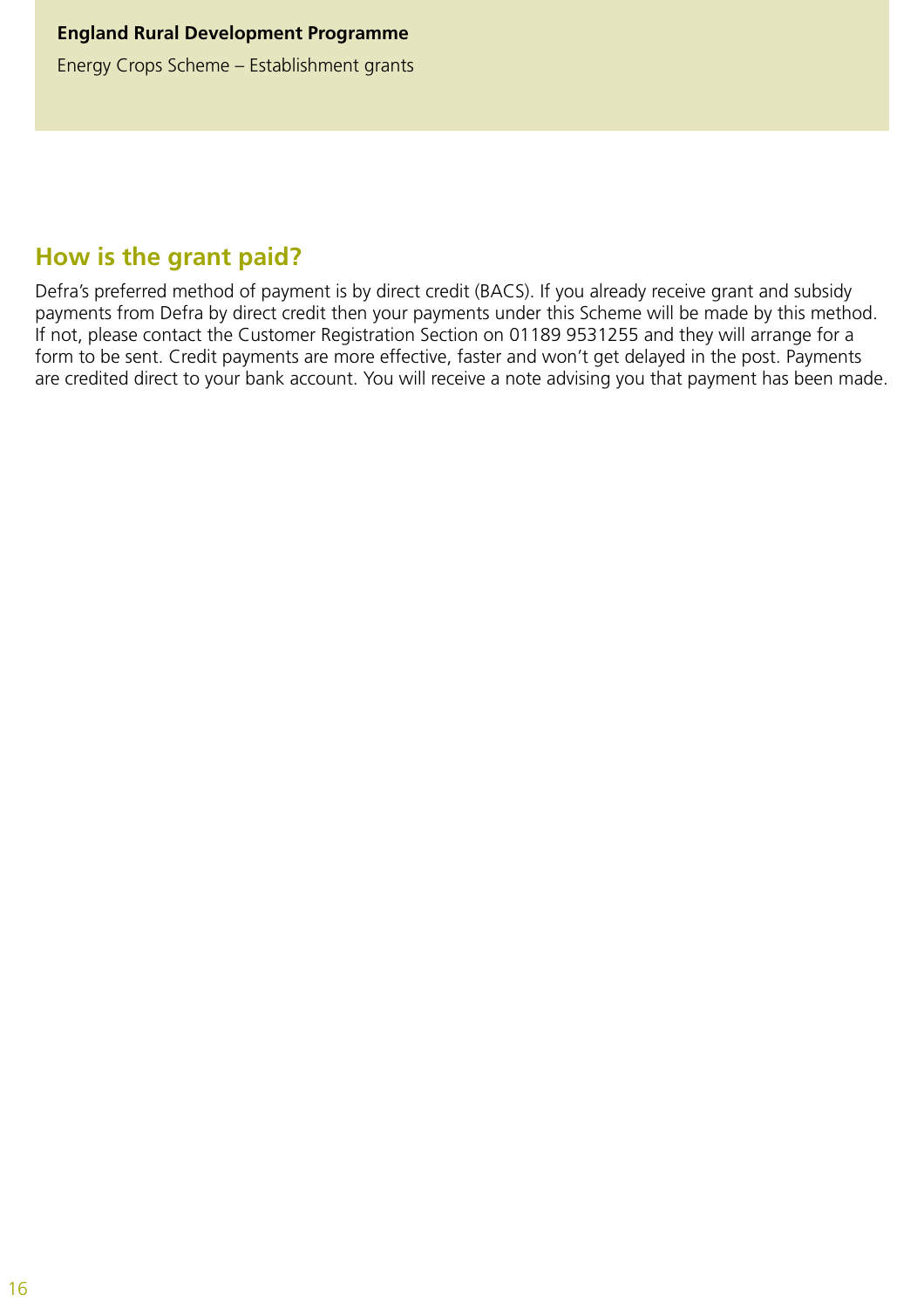## How is the grant paid?

Defra's preferred method of payment is by direct credit (BACS). If you already receive grant and subsidy payments from Defra by direct credit then your payments under this Scheme will be made by this method. If not, please contact the Customer Registration Section on 01189 9531255 and they will arrange for a form to be sent. Credit payments are more effective, faster and won't get delayed in the post. Payments are credited direct to your bank account. You will receive a note advising you that payment has been made.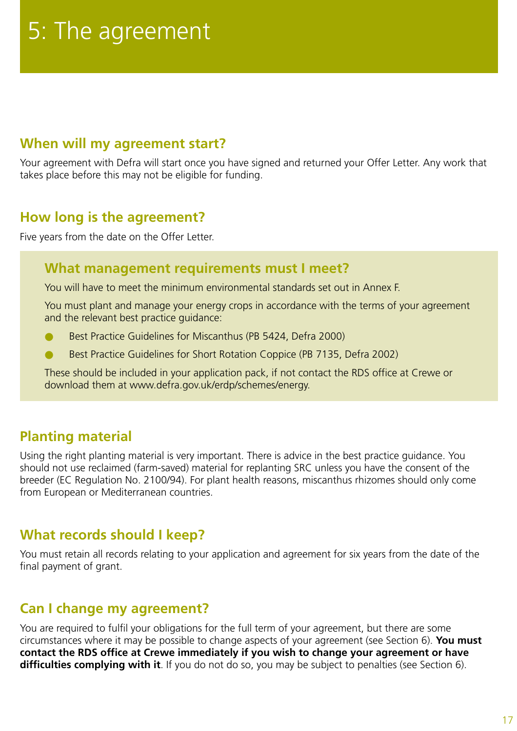# 5: The agreement

## When will my agreement start?

Your agreement with Defra will start once you have signed and returned your Offer Letter. Any work that takes place before this may not be eligible for funding.

## How long is the agreement?

Five years from the date on the Offer Letter.

## What management requirements must I meet?

You will have to meet the minimum environmental standards set out in Annex F.

You must plant and manage your energy crops in accordance with the terms of your agreement and the relevant best practice guidance:

- Best Practice Guidelines for Miscanthus (PB 5424, Defra 2000)
- Best Practice Guidelines for Short Rotation Coppice (PB 7135, Defra 2002)

These should be included in your application pack, if not contact the RDS office at Crewe or download them at www.defra.gov.uk/erdp/schemes/energy.

## Planting material

Using the right planting material is very important. There is advice in the best practice guidance. You should not use reclaimed (farm-saved) material for replanting SRC unless you have the consent of the breeder (EC Regulation No. 2100/94). For plant health reasons, miscanthus rhizomes should only come from European or Mediterranean countries.

## What records should I keep?

You must retain all records relating to your application and agreement for six years from the date of the final payment of grant.

## Can I change my agreement?

You are required to fulfil your obligations for the full term of your agreement, but there are some circumstances where it may be possible to change aspects of your agreement (see Section 6). **You must contact the RDS office at Crewe immediately if you wish to change your agreement or have difficulties complying with it**. If you do not do so, you may be subject to penalties (see Section 6).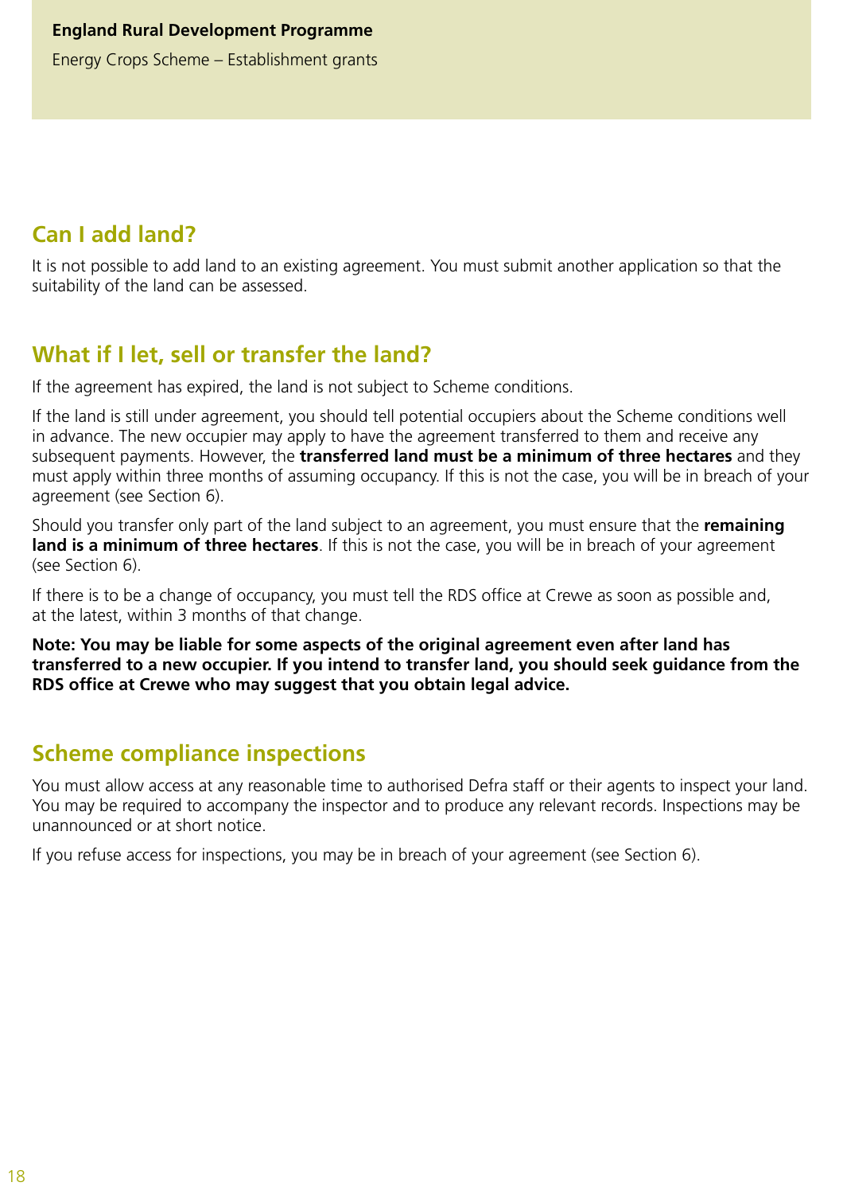## Can I add land?

It is not possible to add land to an existing agreement. You must submit another application so that the suitability of the land can be assessed.

## What if I let, sell or transfer the land?

If the agreement has expired, the land is not subject to Scheme conditions.

If the land is still under agreement, you should tell potential occupiers about the Scheme conditions well in advance. The new occupier may apply to have the agreement transferred to them and receive any subsequent payments. However, the **transferred land must be a minimum of three hectares** and they must apply within three months of assuming occupancy. If this is not the case, you will be in breach of your agreement (see Section 6).

Should you transfer only part of the land subject to an agreement, you must ensure that the **remaining land is a minimum of three hectares**. If this is not the case, you will be in breach of your agreement (see Section 6).

If there is to be a change of occupancy, you must tell the RDS office at Crewe as soon as possible and, at the latest, within 3 months of that change.

**Note: You may be liable for some aspects of the original agreement even after land has transferred to a new occupier. If you intend to transfer land, you should seek guidance from the RDS office at Crewe who may suggest that you obtain legal advice.**

## Scheme compliance inspections

You must allow access at any reasonable time to authorised Defra staff or their agents to inspect your land. You may be required to accompany the inspector and to produce any relevant records. Inspections may be unannounced or at short notice.

If you refuse access for inspections, you may be in breach of your agreement (see Section 6).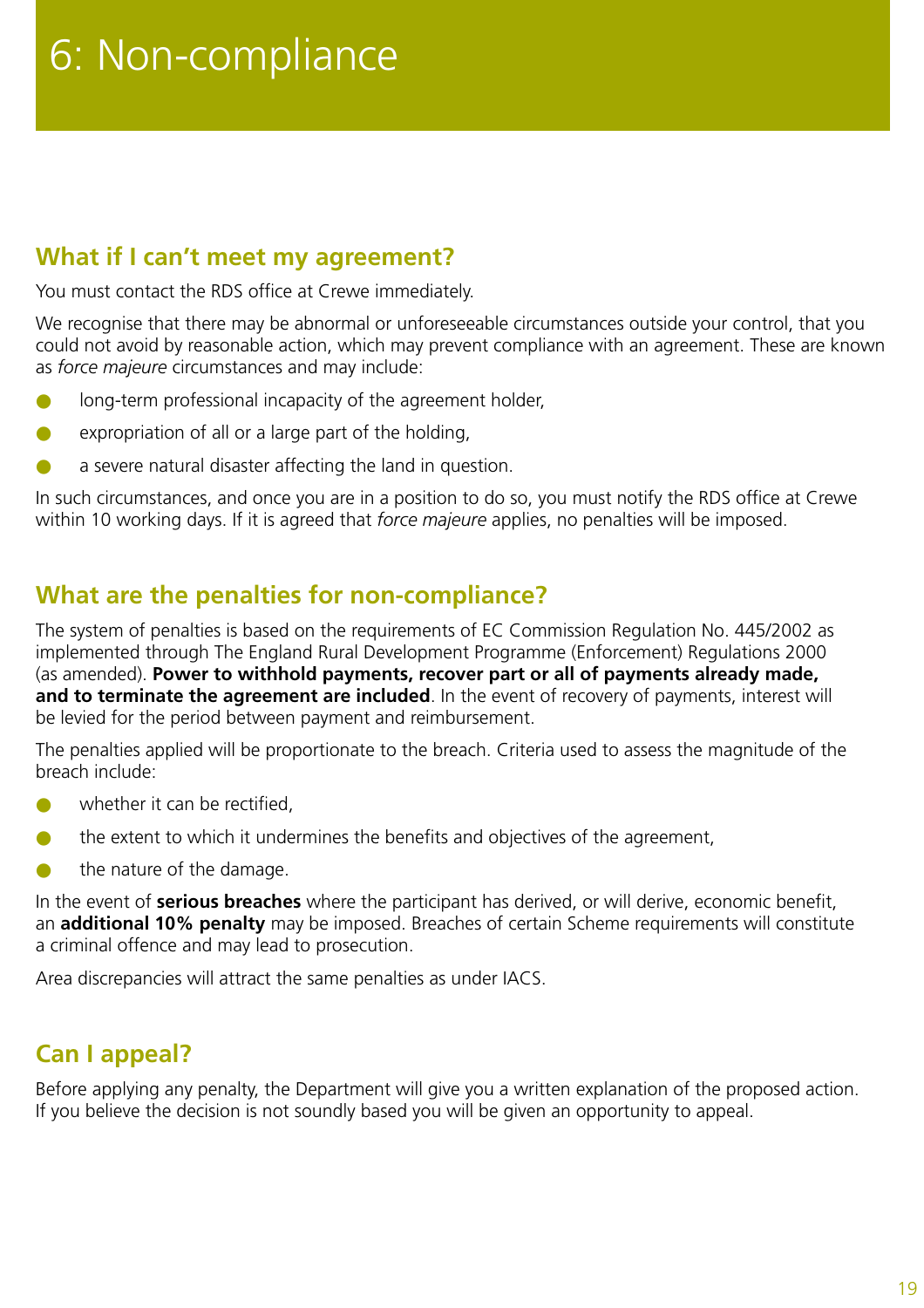# 6: Non-compliance

## What if I can't meet my agreement?

You must contact the RDS office at Crewe immediately.

We recognise that there may be abnormal or unforeseeable circumstances outside your control, that you could not avoid by reasonable action, which may prevent compliance with an agreement. These are known as *force majeure* circumstances and may include:

- long-term professional incapacity of the agreement holder,
- expropriation of all or a large part of the holding,
- a severe natural disaster affecting the land in question.

In such circumstances, and once you are in a position to do so, you must notify the RDS office at Crewe within 10 working days. If it is agreed that *force majeure* applies, no penalties will be imposed.

## What are the penalties for non-compliance?

The system of penalties is based on the requirements of EC Commission Regulation No. 445/2002 as implemented through The England Rural Development Programme (Enforcement) Regulations 2000 (as amended). **Power to withhold payments, recover part or all of payments already made, and to terminate the agreement are included**. In the event of recovery of payments, interest will be levied for the period between payment and reimbursement.

The penalties applied will be proportionate to the breach. Criteria used to assess the magnitude of the breach include:

- whether it can be rectified,
- the extent to which it undermines the benefits and objectives of the agreement,
- the nature of the damage.

In the event of **serious breaches** where the participant has derived, or will derive, economic benefit, an **additional 10% penalty** may be imposed. Breaches of certain Scheme requirements will constitute a criminal offence and may lead to prosecution.

Area discrepancies will attract the same penalties as under IACS.

## Can I appeal?

Before applying any penalty, the Department will give you a written explanation of the proposed action. If you believe the decision is not soundly based you will be given an opportunity to appeal.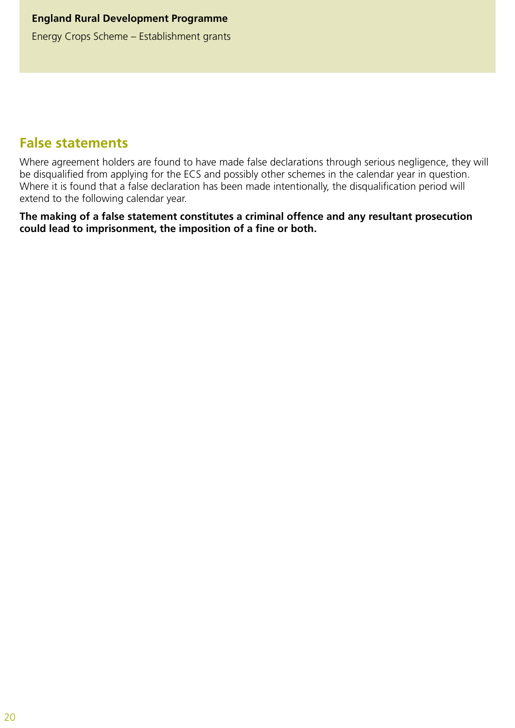## False statements

Where agreement holders are found to have made false declarations through serious negligence, they will be disqualified from applying for the ECS and possibly other schemes in the calendar year in question. Where it is found that a false declaration has been made intentionally, the disqualification period will extend to the following calendar year.

**The making of a false statement constitutes a criminal offence and any resultant prosecution could lead to imprisonment, the imposition of a fine or both.**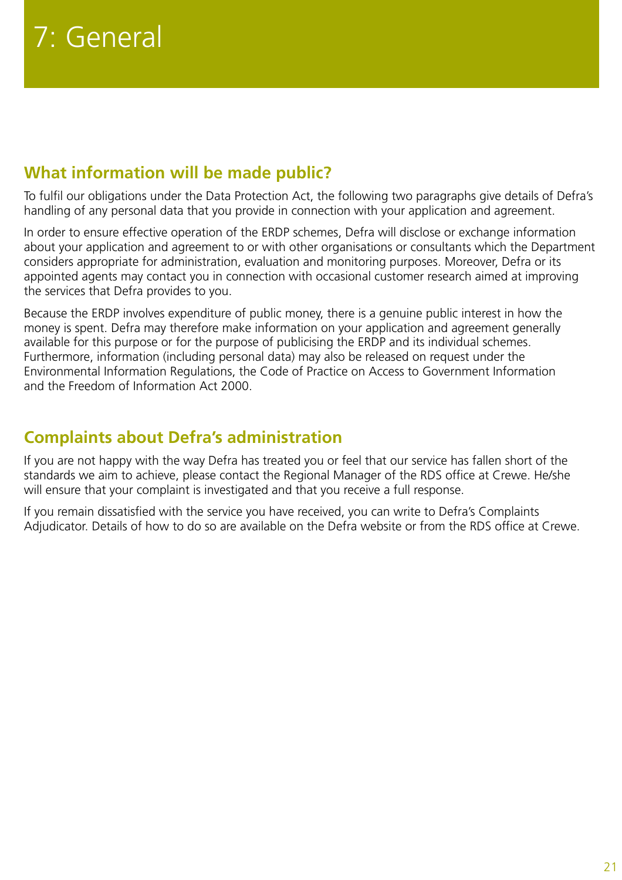# 7: General

## What information will be made public?

To fulfil our obligations under the Data Protection Act, the following two paragraphs give details of Defra's handling of any personal data that you provide in connection with your application and agreement.

In order to ensure effective operation of the ERDP schemes, Defra will disclose or exchange information about your application and agreement to or with other organisations or consultants which the Department considers appropriate for administration, evaluation and monitoring purposes. Moreover, Defra or its appointed agents may contact you in connection with occasional customer research aimed at improving the services that Defra provides to you.

Because the ERDP involves expenditure of public money, there is a genuine public interest in how the money is spent. Defra may therefore make information on your application and agreement generally available for this purpose or for the purpose of publicising the ERDP and its individual schemes. Furthermore, information (including personal data) may also be released on request under the Environmental Information Regulations, the Code of Practice on Access to Government Information and the Freedom of Information Act 2000.

## Complaints about Defra's administration

If you are not happy with the way Defra has treated you or feel that our service has fallen short of the standards we aim to achieve, please contact the Regional Manager of the RDS office at Crewe. He/she will ensure that your complaint is investigated and that you receive a full response.

If you remain dissatisfied with the service you have received, you can write to Defra's Complaints Adjudicator. Details of how to do so are available on the Defra website or from the RDS office at Crewe.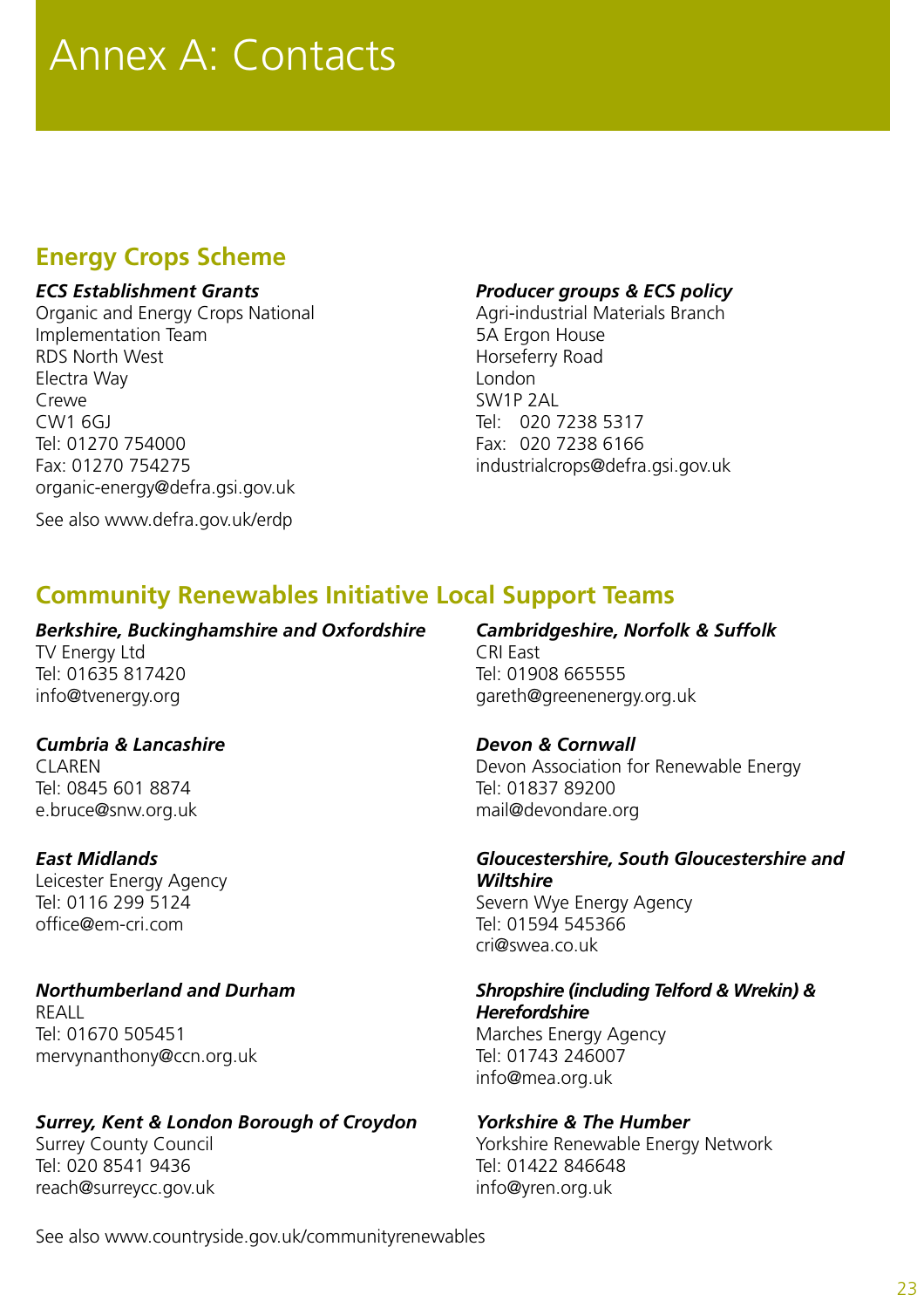# Annex A: Contacts

## Energy Crops Scheme

***ECS Establishment Grants***
Organic and Energy Crops National Implementation Team
RDS North West
Electra Way
Crewe
CW1 6GJ
Tel: 01270 754000
Fax: 01270 754275
organic-energy@defra.gsi.gov.uk

See also www.defra.gov.uk/erdp

***Producer groups & ECS policy***
Agri-industrial Materials Branch
5A Ergon House
Horseferry Road
London
SW1P 2AL
Tel: 020 7238 5317
Fax: 020 7238 6166
industrialcrops@defra.gsi.gov.uk

## Community Renewables Initiative Local Support Teams

***Berkshire, Buckinghamshire and Oxfordshire***
TV Energy Ltd
Tel: 01635 817420
info@tvenergy.org

***Cumbria & Lancashire***
CLAREN
Tel: 0845 601 8874
e.bruce@snw.org.uk

***East Midlands***
Leicester Energy Agency
Tel: 0116 299 5124
office@em-cri.com

***Northumberland and Durham***
REALL
Tel: 01670 505451
mervynanthony@ccn.org.uk

***Surrey, Kent & London Borough of Croydon***
Surrey County Council
Tel: 020 8541 9436
reach@surreycc.gov.uk

***Cambridgeshire, Norfolk & Suffolk***
CRI East
Tel: 01908 665555
gareth@greenenergy.org.uk

***Devon & Cornwall***
Devon Association for Renewable Energy
Tel: 01837 89200
mail@devondare.org

***Gloucestershire, South Gloucestershire and Wiltshire***
Severn Wye Energy Agency
Tel: 01594 545366
cri@swea.co.uk

***Shropshire (including Telford & Wrekin) & Herefordshire***
Marches Energy Agency
Tel: 01743 246007
info@mea.org.uk

***Yorkshire & The Humber***
Yorkshire Renewable Energy Network
Tel: 01422 846648
info@yren.org.uk

See also www.countryside.gov.uk/communityrenewables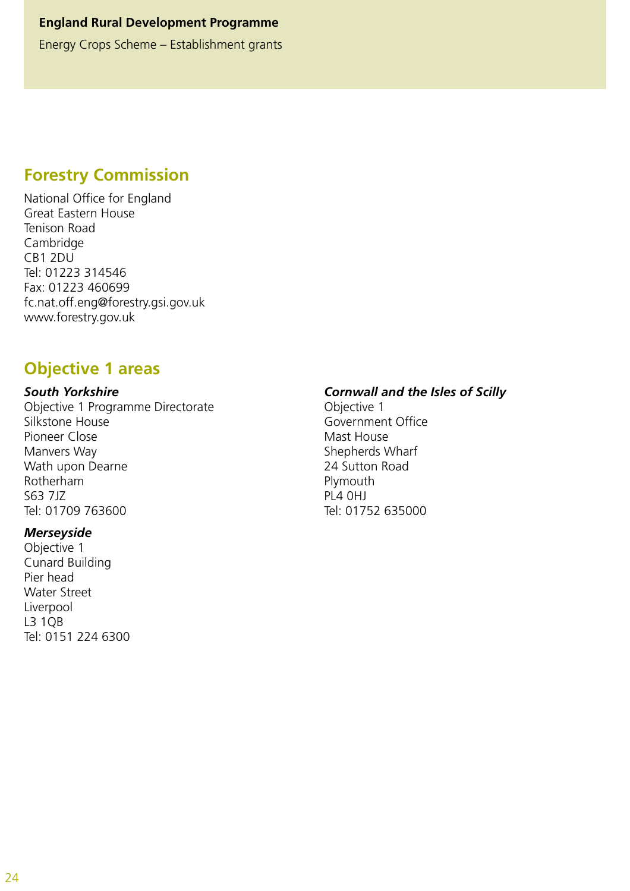## Forestry Commission

National Office for England
Great Eastern House
Tenison Road
Cambridge
CB1 2DU
Tel: 01223 314546
Fax: 01223 460699
fc.nat.off.eng@forestry.gsi.gov.uk
www.forestry.gov.uk

## Objective 1 areas

***South Yorkshire***
Objective 1 Programme Directorate
Silkstone House
Pioneer Close
Manvers Way
Wath upon Dearne
Rotherham
S63 7JZ
Tel: 01709 763600

***Merseyside***
Objective 1
Cunard Building
Pier head
Water Street
Liverpool
L3 1QB
Tel: 0151 224 6300

***Cornwall and the Isles of Scilly***
Objective 1
Government Office
Mast House
Shepherds Wharf
24 Sutton Road
Plymouth
PL4 0HJ
Tel: 01752 635000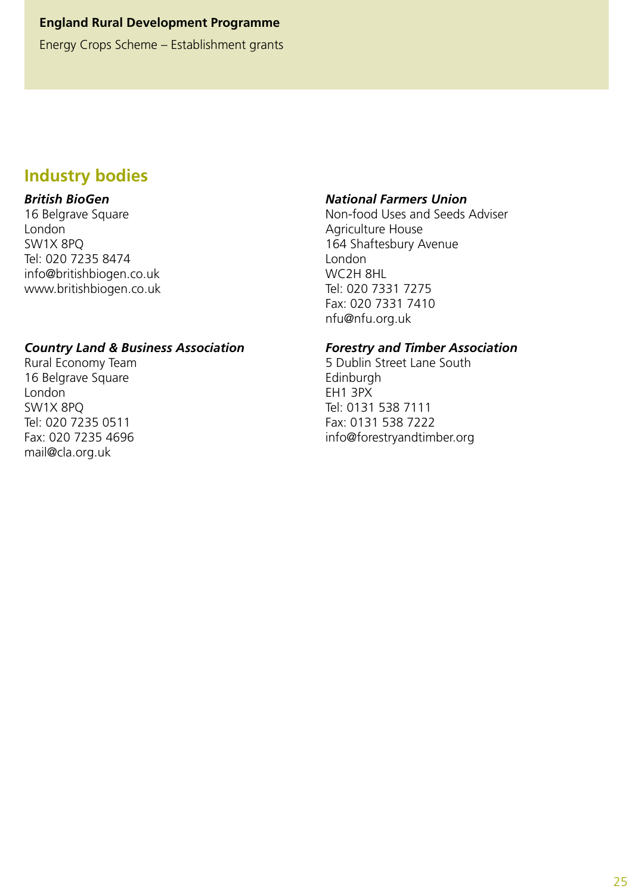## Industry bodies

***British BioGen***
16 Belgrave Square
London
SW1X 8PQ
Tel: 020 7235 8474
info@britishbiogen.co.uk
www.britishbiogen.co.uk

***Country Land & Business Association***
Rural Economy Team
16 Belgrave Square
London
SW1X 8PQ
Tel: 020 7235 0511
Fax: 020 7235 4696
mail@cla.org.uk

***National Farmers Union***
Non-food Uses and Seeds Adviser
Agriculture House
164 Shaftesbury Avenue
London
WC2H 8HL
Tel: 020 7331 7275
Fax: 020 7331 7410
nfu@nfu.org.uk

***Forestry and Timber Association***
5 Dublin Street Lane South
Edinburgh
EH1 3PX
Tel: 0131 538 7111
Fax: 0131 538 7222
info@forestryandtimber.org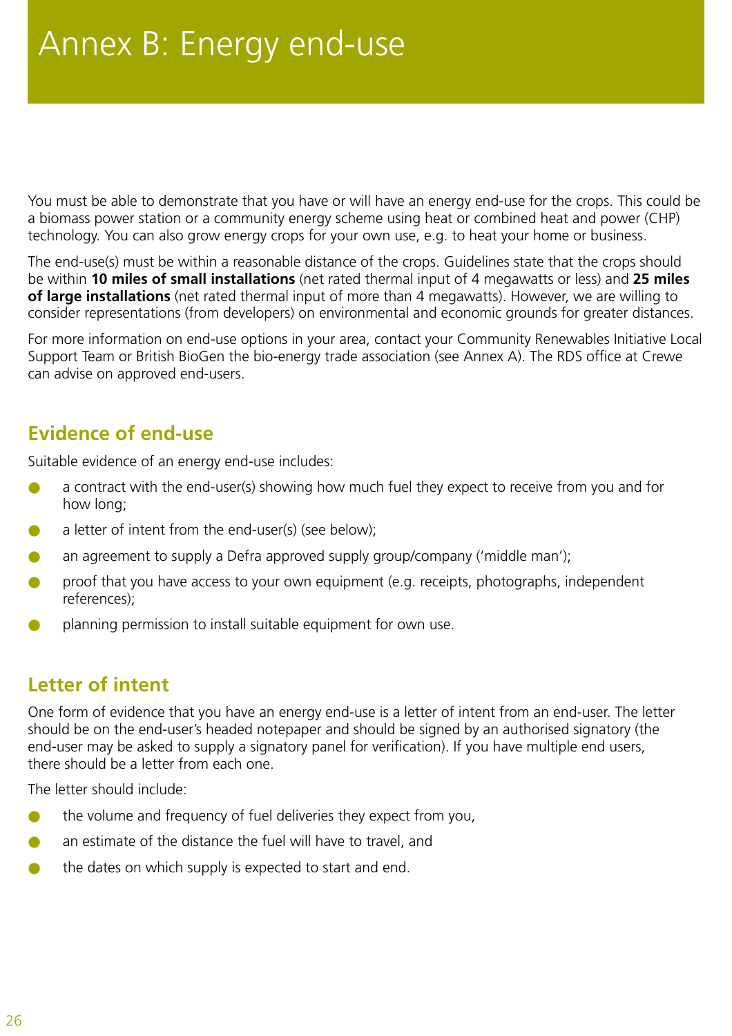# Annex B: Energy end-use

You must be able to demonstrate that you have or will have an energy end-use for the crops. This could be a biomass power station or a community energy scheme using heat or combined heat and power (CHP) technology. You can also grow energy crops for your own use, e.g. to heat your home or business.

The end-use(s) must be within a reasonable distance of the crops. Guidelines state that the crops should be within **10 miles of small installations** (net rated thermal input of 4 megawatts or less) and **25 miles of large installations** (net rated thermal input of more than 4 megawatts). However, we are willing to consider representations (from developers) on environmental and economic grounds for greater distances.

For more information on end-use options in your area, contact your Community Renewables Initiative Local Support Team or British BioGen the bio-energy trade association (see Annex A). The RDS office at Crewe can advise on approved end-users.

## Evidence of end-use

Suitable evidence of an energy end-use includes:

- a contract with the end-user(s) showing how much fuel they expect to receive from you and for how long;
- a letter of intent from the end-user(s) (see below);
- an agreement to supply a Defra approved supply group/company ('middle man');
- proof that you have access to your own equipment (e.g. receipts, photographs, independent references);
- planning permission to install suitable equipment for own use.

## Letter of intent

One form of evidence that you have an energy end-use is a letter of intent from an end-user. The letter should be on the end-user's headed notepaper and should be signed by an authorised signatory (the end-user may be asked to supply a signatory panel for verification). If you have multiple end users, there should be a letter from each one.

The letter should include:

- the volume and frequency of fuel deliveries they expect from you,
- an estimate of the distance the fuel will have to travel, and
- the dates on which supply is expected to start and end.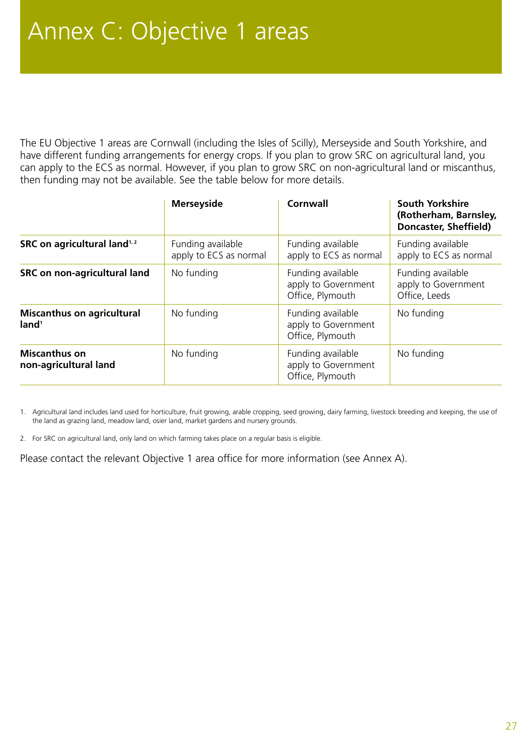# Annex C: Objective 1 areas

The EU Objective 1 areas are Cornwall (including the Isles of Scilly), Merseyside and South Yorkshire, and have different funding arrangements for energy crops. If you plan to grow SRC on agricultural land, you can apply to the ECS as normal. However, if you plan to grow SRC on non-agricultural land or miscanthus, then funding may not be available. See the table below for more details.

| | **Merseyside** | **Cornwall** | **South Yorkshire (Rotherham, Barnsley, Doncaster, Sheffield)** |
|---|---|---|---|
| **SRC on agricultural land[1,2]** | Funding available apply to ECS as normal | Funding available apply to ECS as normal | Funding available apply to ECS as normal |
| **SRC on non-agricultural land** | No funding | Funding available apply to Government Office, Plymouth | Funding available apply to Government Office, Leeds |
| **Miscanthus on agricultural land[1]** | No funding | Funding available apply to Government Office, Plymouth | No funding |
| **Miscanthus on non-agricultural land** | No funding | Funding available apply to Government Office, Plymouth | No funding |

1. Agricultural land includes land used for horticulture, fruit growing, arable cropping, seed growing, dairy farming, livestock breeding and keeping, the use of the land as grazing land, meadow land, osier land, market gardens and nursery grounds.

2. For SRC on agricultural land, only land on which farming takes place on a regular basis is eligible.

Please contact the relevant Objective 1 area office for more information (see Annex A).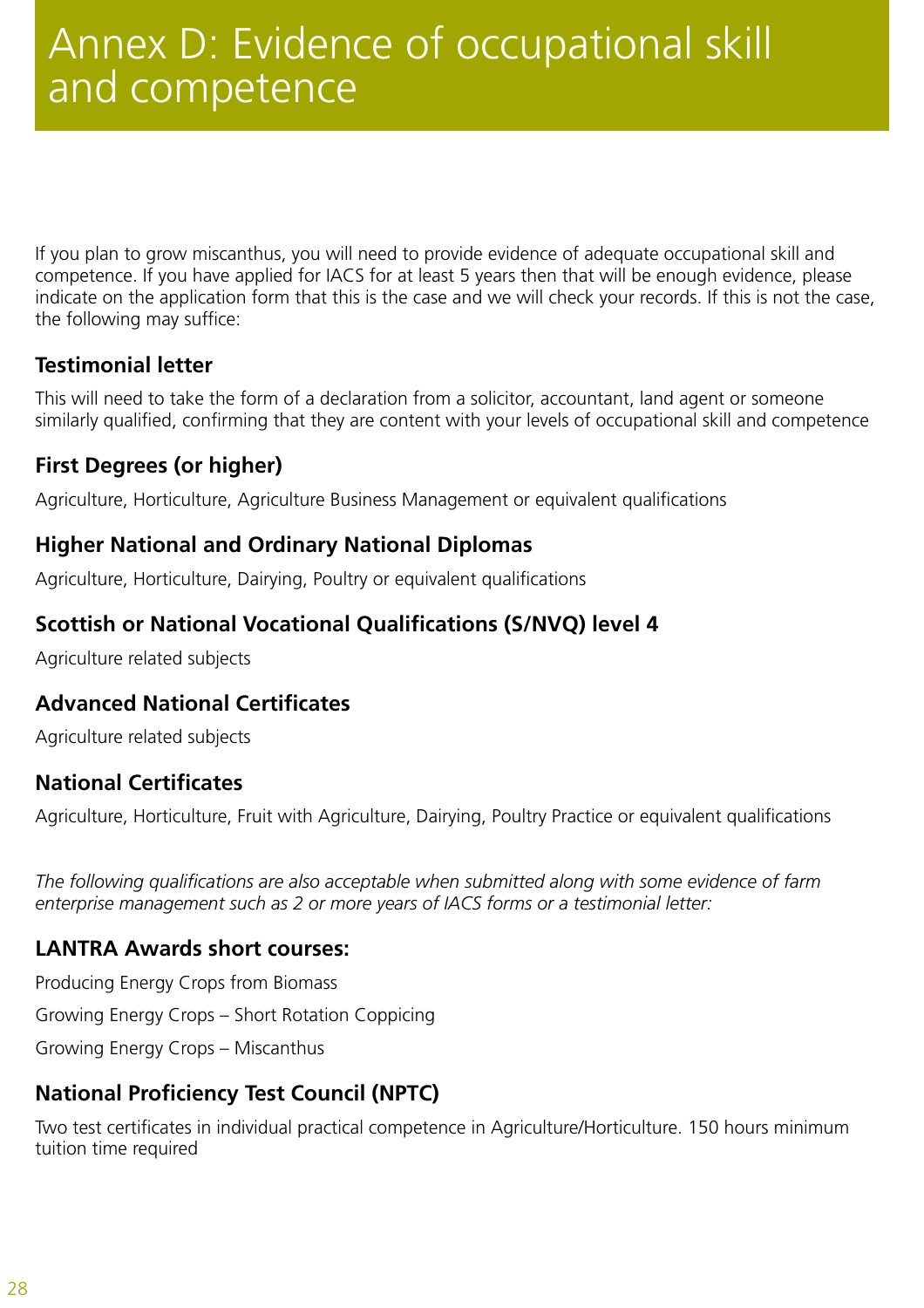# Annex D: Evidence of occupational skill and competence

If you plan to grow miscanthus, you will need to provide evidence of adequate occupational skill and competence. If you have applied for IACS for at least 5 years then that will be enough evidence, please indicate on the application form that this is the case and we will check your records. If this is not the case, the following may suffice:

### Testimonial letter

This will need to take the form of a declaration from a solicitor, accountant, land agent or someone similarly qualified, confirming that they are content with your levels of occupational skill and competence

### First Degrees (or higher)

Agriculture, Horticulture, Agriculture Business Management or equivalent qualifications

### Higher National and Ordinary National Diplomas

Agriculture, Horticulture, Dairying, Poultry or equivalent qualifications

### Scottish or National Vocational Qualifications (S/NVQ) level 4

Agriculture related subjects

### Advanced National Certificates

Agriculture related subjects

### National Certificates

Agriculture, Horticulture, Fruit with Agriculture, Dairying, Poultry Practice or equivalent qualifications

*The following qualifications are also acceptable when submitted along with some evidence of farm enterprise management such as 2 or more years of IACS forms or a testimonial letter:*

### LANTRA Awards short courses:

Producing Energy Crops from Biomass

Growing Energy Crops – Short Rotation Coppicing

Growing Energy Crops – Miscanthus

### National Proficiency Test Council (NPTC)

Two test certificates in individual practical competence in Agriculture/Horticulture. 150 hours minimum tuition time required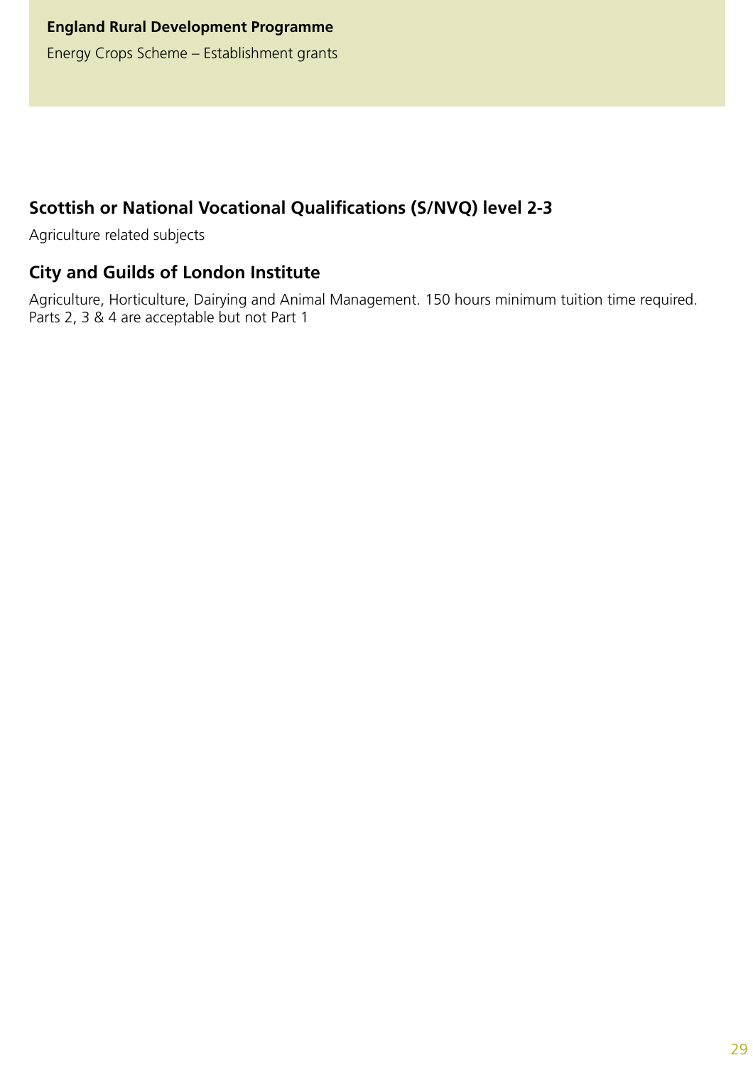## Scottish or National Vocational Qualifications (S/NVQ) level 2-3

Agriculture related subjects

## City and Guilds of London Institute

Agriculture, Horticulture, Dairying and Animal Management. 150 hours minimum tuition time required. Parts 2, 3 & 4 are acceptable but not Part 1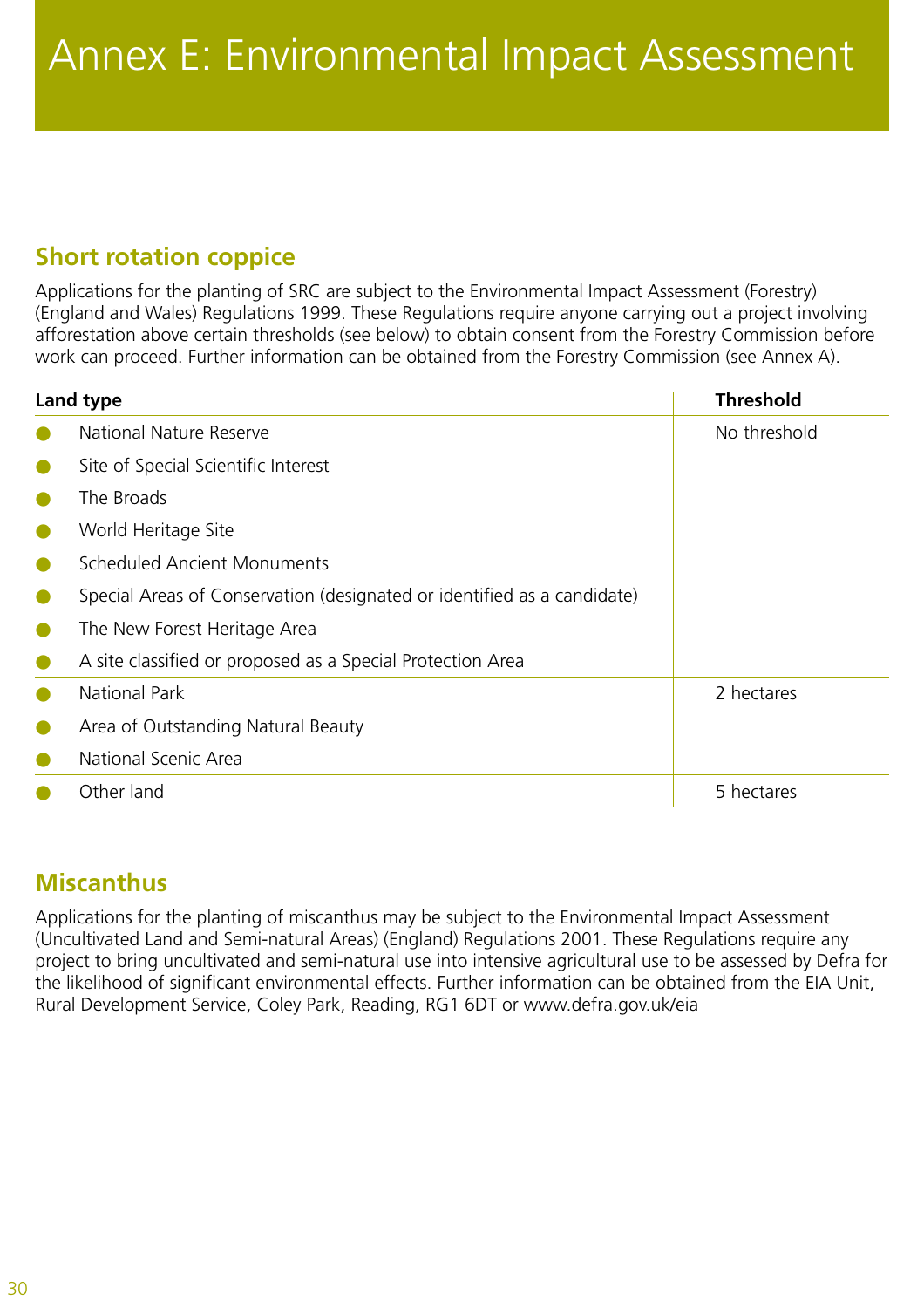# Annex E: Environmental Impact Assessment

## Short rotation coppice

Applications for the planting of SRC are subject to the Environmental Impact Assessment (Forestry) (England and Wales) Regulations 1999. These Regulations require anyone carrying out a project involving afforestation above certain thresholds (see below) to obtain consent from the Forestry Commission before work can proceed. Further information can be obtained from the Forestry Commission (see Annex A).

| Land type | Threshold |
|---|---|
| National Nature Reserve | No threshold |
| Site of Special Scientific Interest | |
| The Broads | |
| World Heritage Site | |
| Scheduled Ancient Monuments | |
| Special Areas of Conservation (designated or identified as a candidate) | |
| The New Forest Heritage Area | |
| A site classified or proposed as a Special Protection Area | |
| National Park | 2 hectares |
| Area of Outstanding Natural Beauty | |
| National Scenic Area | |
| Other land | 5 hectares |

## Miscanthus

Applications for the planting of miscanthus may be subject to the Environmental Impact Assessment (Uncultivated Land and Semi-natural Areas) (England) Regulations 2001. These Regulations require any project to bring uncultivated and semi-natural use into intensive agricultural use to be assessed by Defra for the likelihood of significant environmental effects. Further information can be obtained from the EIA Unit, Rural Development Service, Coley Park, Reading, RG1 6DT or www.defra.gov.uk/eia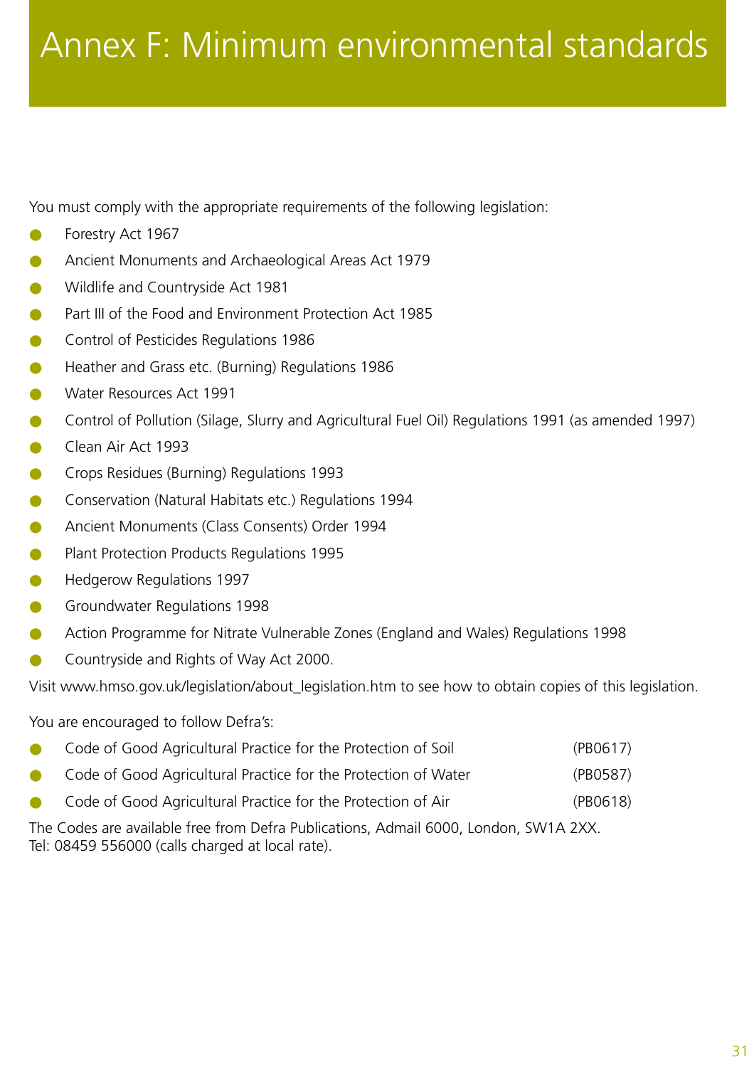# Annex F: Minimum environmental standards

You must comply with the appropriate requirements of the following legislation:

- Forestry Act 1967
- Ancient Monuments and Archaeological Areas Act 1979
- Wildlife and Countryside Act 1981
- Part III of the Food and Environment Protection Act 1985
- Control of Pesticides Regulations 1986
- Heather and Grass etc. (Burning) Regulations 1986
- Water Resources Act 1991
- Control of Pollution (Silage, Slurry and Agricultural Fuel Oil) Regulations 1991 (as amended 1997)
- Clean Air Act 1993
- Crops Residues (Burning) Regulations 1993
- Conservation (Natural Habitats etc.) Regulations 1994
- Ancient Monuments (Class Consents) Order 1994
- Plant Protection Products Regulations 1995
- Hedgerow Regulations 1997
- Groundwater Regulations 1998
- Action Programme for Nitrate Vulnerable Zones (England and Wales) Regulations 1998
- Countryside and Rights of Way Act 2000.

Visit www.hmso.gov.uk/legislation/about_legislation.htm to see how to obtain copies of this legislation.

You are encouraged to follow Defra's:

- Code of Good Agricultural Practice for the Protection of Soil (PB0617)
- Code of Good Agricultural Practice for the Protection of Water (PB0587)
- Code of Good Agricultural Practice for the Protection of Air (PB0618)

The Codes are available free from Defra Publications, Admail 6000, London, SW1A 2XX.
Tel: 08459 556000 (calls charged at local rate).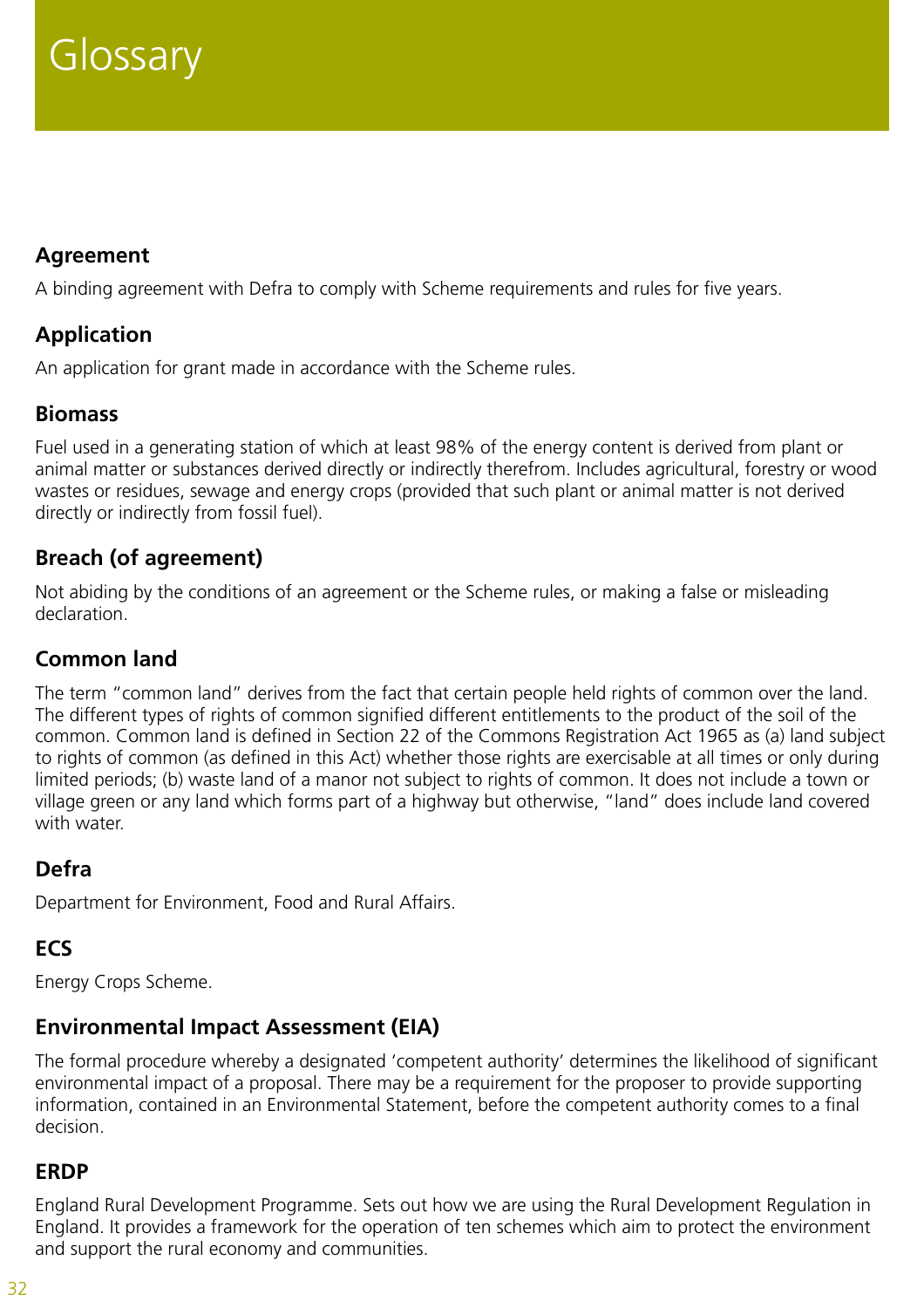# Glossary

## Agreement

A binding agreement with Defra to comply with Scheme requirements and rules for five years.

## Application

An application for grant made in accordance with the Scheme rules.

## Biomass

Fuel used in a generating station of which at least 98% of the energy content is derived from plant or animal matter or substances derived directly or indirectly therefrom. Includes agricultural, forestry or wood wastes or residues, sewage and energy crops (provided that such plant or animal matter is not derived directly or indirectly from fossil fuel).

## Breach (of agreement)

Not abiding by the conditions of an agreement or the Scheme rules, or making a false or misleading declaration.

## Common land

The term "common land" derives from the fact that certain people held rights of common over the land. The different types of rights of common signified different entitlements to the product of the soil of the common. Common land is defined in Section 22 of the Commons Registration Act 1965 as (a) land subject to rights of common (as defined in this Act) whether those rights are exercisable at all times or only during limited periods; (b) waste land of a manor not subject to rights of common. It does not include a town or village green or any land which forms part of a highway but otherwise, "land" does include land covered with water.

## Defra

Department for Environment, Food and Rural Affairs.

## ECS

Energy Crops Scheme.

## Environmental Impact Assessment (EIA)

The formal procedure whereby a designated 'competent authority' determines the likelihood of significant environmental impact of a proposal. There may be a requirement for the proposer to provide supporting information, contained in an Environmental Statement, before the competent authority comes to a final decision.

## ERDP

England Rural Development Programme. Sets out how we are using the Rural Development Regulation in England. It provides a framework for the operation of ten schemes which aim to protect the environment and support the rural economy and communities.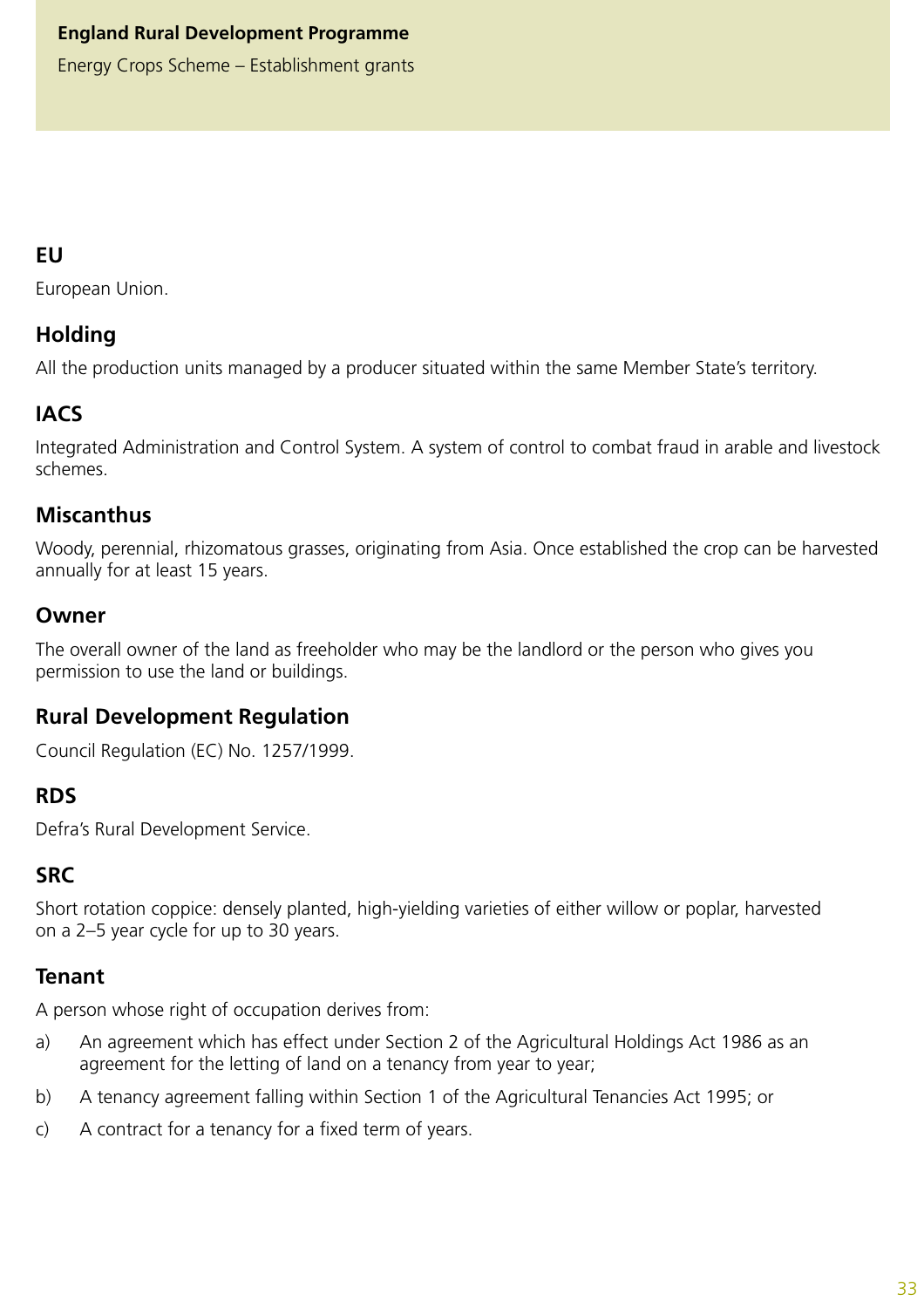## EU

European Union.

## Holding

All the production units managed by a producer situated within the same Member State's territory.

## IACS

Integrated Administration and Control System. A system of control to combat fraud in arable and livestock schemes.

## Miscanthus

Woody, perennial, rhizomatous grasses, originating from Asia. Once established the crop can be harvested annually for at least 15 years.

## Owner

The overall owner of the land as freeholder who may be the landlord or the person who gives you permission to use the land or buildings.

## Rural Development Regulation

Council Regulation (EC) No. 1257/1999.

## RDS

Defra's Rural Development Service.

## SRC

Short rotation coppice: densely planted, high-yielding varieties of either willow or poplar, harvested on a 2–5 year cycle for up to 30 years.

## Tenant

A person whose right of occupation derives from:

a) An agreement which has effect under Section 2 of the Agricultural Holdings Act 1986 as an agreement for the letting of land on a tenancy from year to year;

b) A tenancy agreement falling within Section 1 of the Agricultural Tenancies Act 1995; or

c) A contract for a tenancy for a fixed term of years.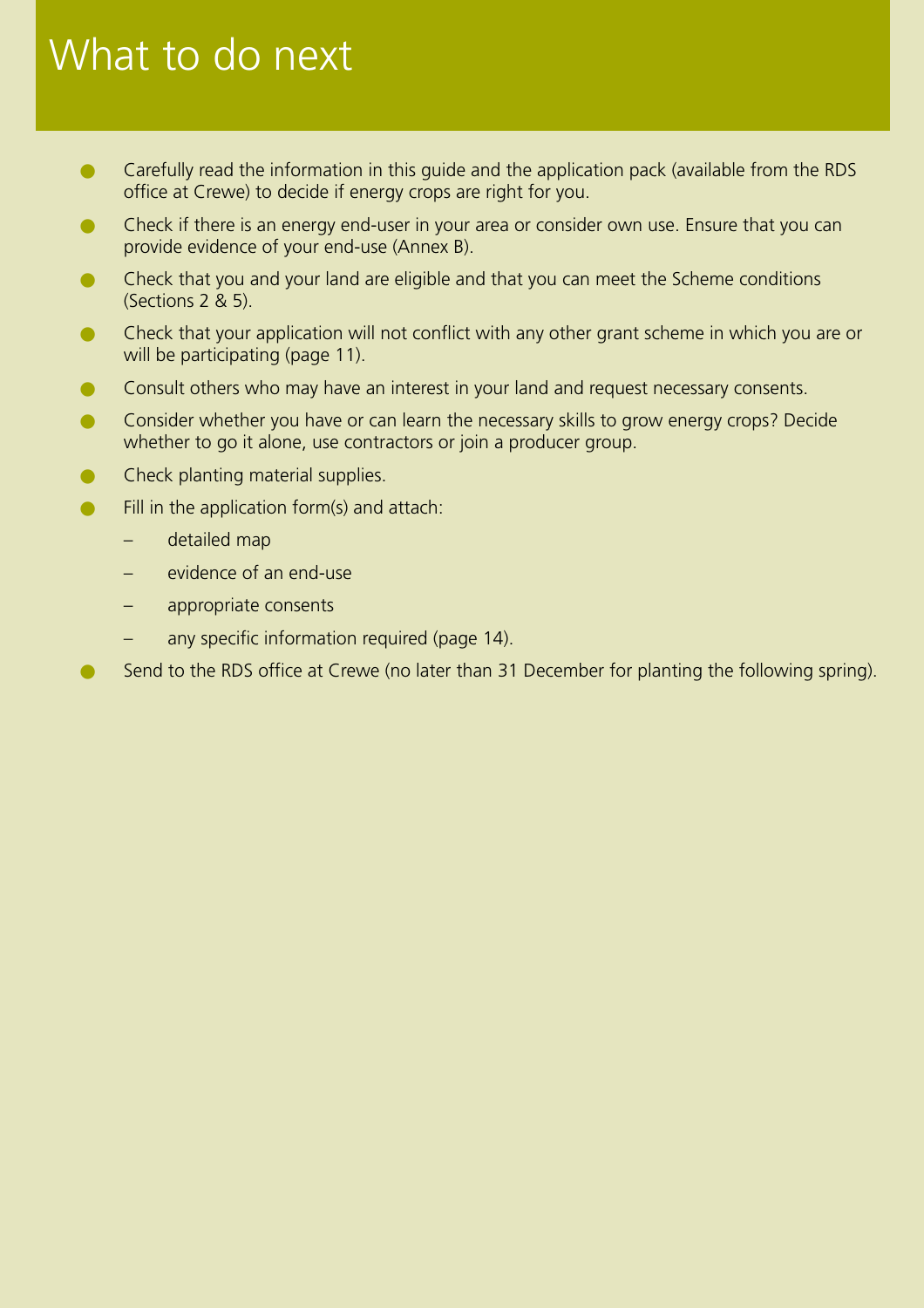# What to do next

- Carefully read the information in this guide and the application pack (available from the RDS office at Crewe) to decide if energy crops are right for you.
- Check if there is an energy end-user in your area or consider own use. Ensure that you can provide evidence of your end-use (Annex B).
- Check that you and your land are eligible and that you can meet the Scheme conditions (Sections 2 & 5).
- Check that your application will not conflict with any other grant scheme in which you are or will be participating (page 11).
- Consult others who may have an interest in your land and request necessary consents.
- Consider whether you have or can learn the necessary skills to grow energy crops? Decide whether to go it alone, use contractors or join a producer group.
- Check planting material supplies.
- Fill in the application form(s) and attach:
  - detailed map
  - evidence of an end-use
  - appropriate consents
  - any specific information required (page 14).
- Send to the RDS office at Crewe (no later than 31 December for planting the following spring).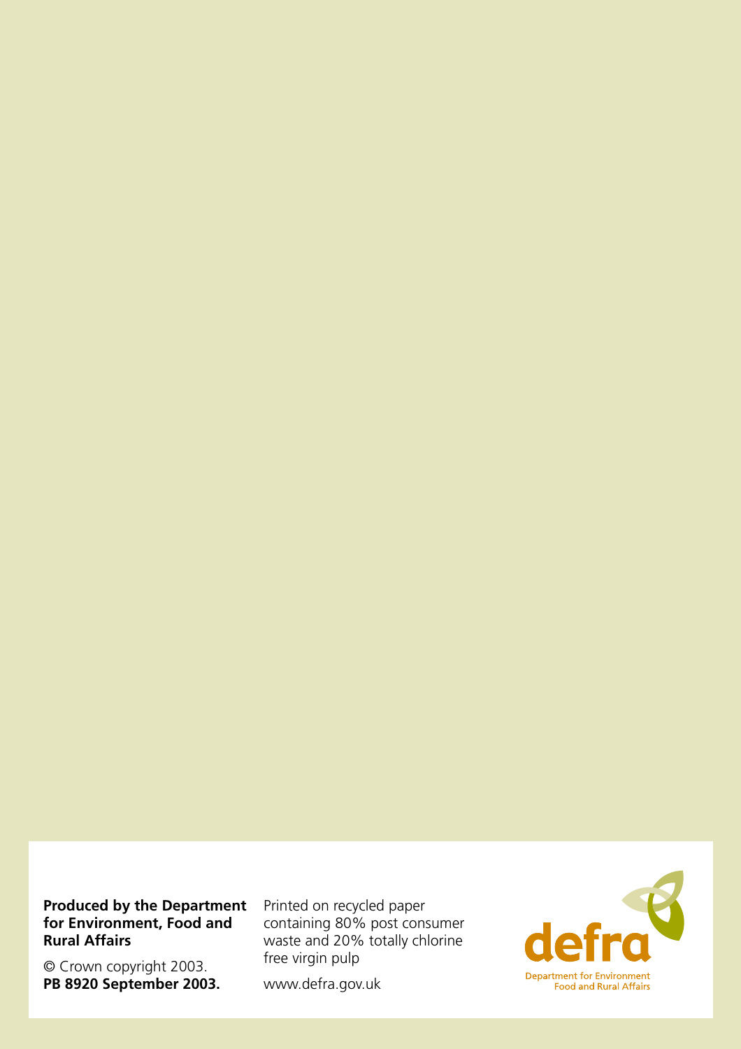**Produced by the Department for Environment, Food and Rural Affairs**

© Crown copyright 2003.
**PB 8920 September 2003.**

Printed on recycled paper containing 80% post consumer waste and 20% totally chlorine free virgin pulp

www.defra.gov.uk

defra
Department for Environment
Food and Rural Affairs